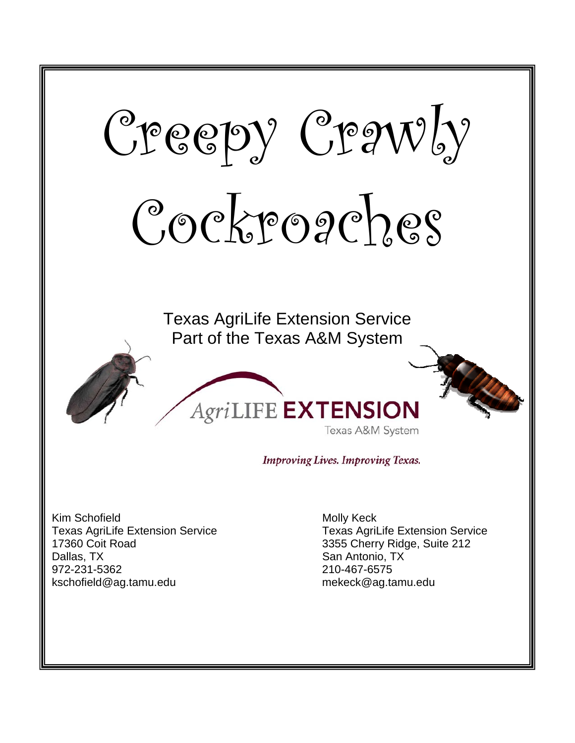# Creepy Crawly Cockroaches

Texas AgriLife Extension Service
Part of the Texas A&M System

AgriLIFE EXTENSION
Texas A&M System

*Improving Lives. Improving Texas.*

Kim Schofield
Texas AgriLife Extension Service
17360 Coit Road
Dallas, TX
972-231-5362
kschofield@ag.tamu.edu

Molly Keck
Texas AgriLife Extension Service
3355 Cherry Ridge, Suite 212
San Antonio, TX
210-467-6575
mekeck@ag.tamu.edu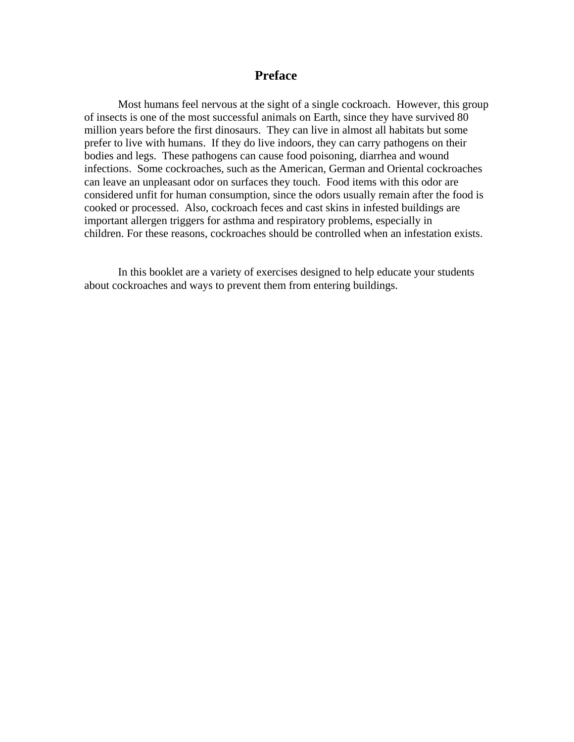# Preface

Most humans feel nervous at the sight of a single cockroach. However, this group of insects is one of the most successful animals on Earth, since they have survived 80 million years before the first dinosaurs. They can live in almost all habitats but some prefer to live with humans. If they do live indoors, they can carry pathogens on their bodies and legs. These pathogens can cause food poisoning, diarrhea and wound infections. Some cockroaches, such as the American, German and Oriental cockroaches can leave an unpleasant odor on surfaces they touch. Food items with this odor are considered unfit for human consumption, since the odors usually remain after the food is cooked or processed. Also, cockroach feces and cast skins in infested buildings are important allergen triggers for asthma and respiratory problems, especially in children. For these reasons, cockroaches should be controlled when an infestation exists.

In this booklet are a variety of exercises designed to help educate your students about cockroaches and ways to prevent them from entering buildings.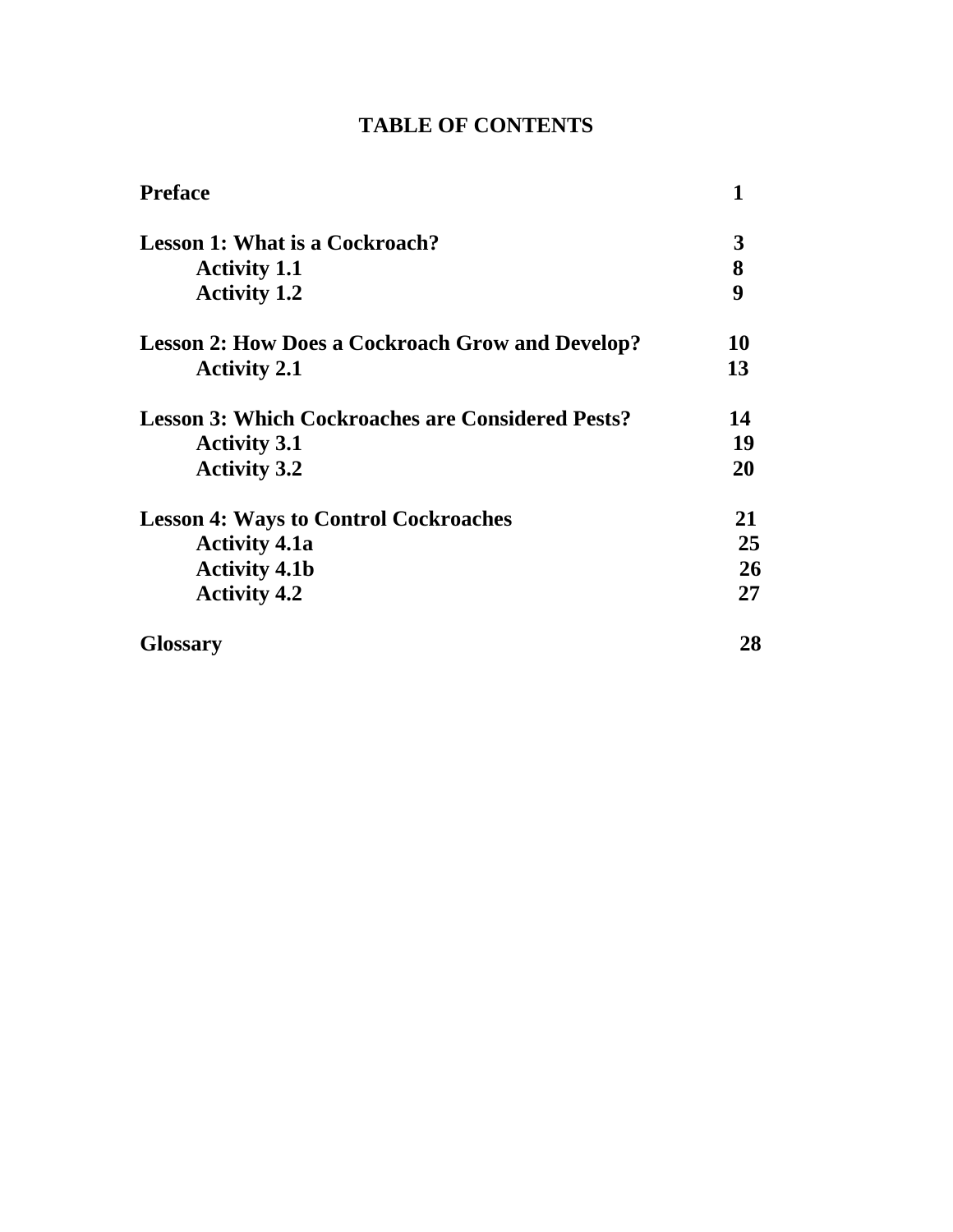# TABLE OF CONTENTS

| | |
|---|---|
| **Preface** | **1** |
| **Lesson 1: What is a Cockroach?** | **3** |
| **Activity 1.1** | **8** |
| **Activity 1.2** | **9** |
| **Lesson 2: How Does a Cockroach Grow and Develop?** | **10** |
| **Activity 2.1** | **13** |
| **Lesson 3: Which Cockroaches are Considered Pests?** | **14** |
| **Activity 3.1** | **19** |
| **Activity 3.2** | **20** |
| **Lesson 4: Ways to Control Cockroaches** | **21** |
| **Activity 4.1a** | **25** |
| **Activity 4.1b** | **26** |
| **Activity 4.2** | **27** |
| **Glossary** | **28** |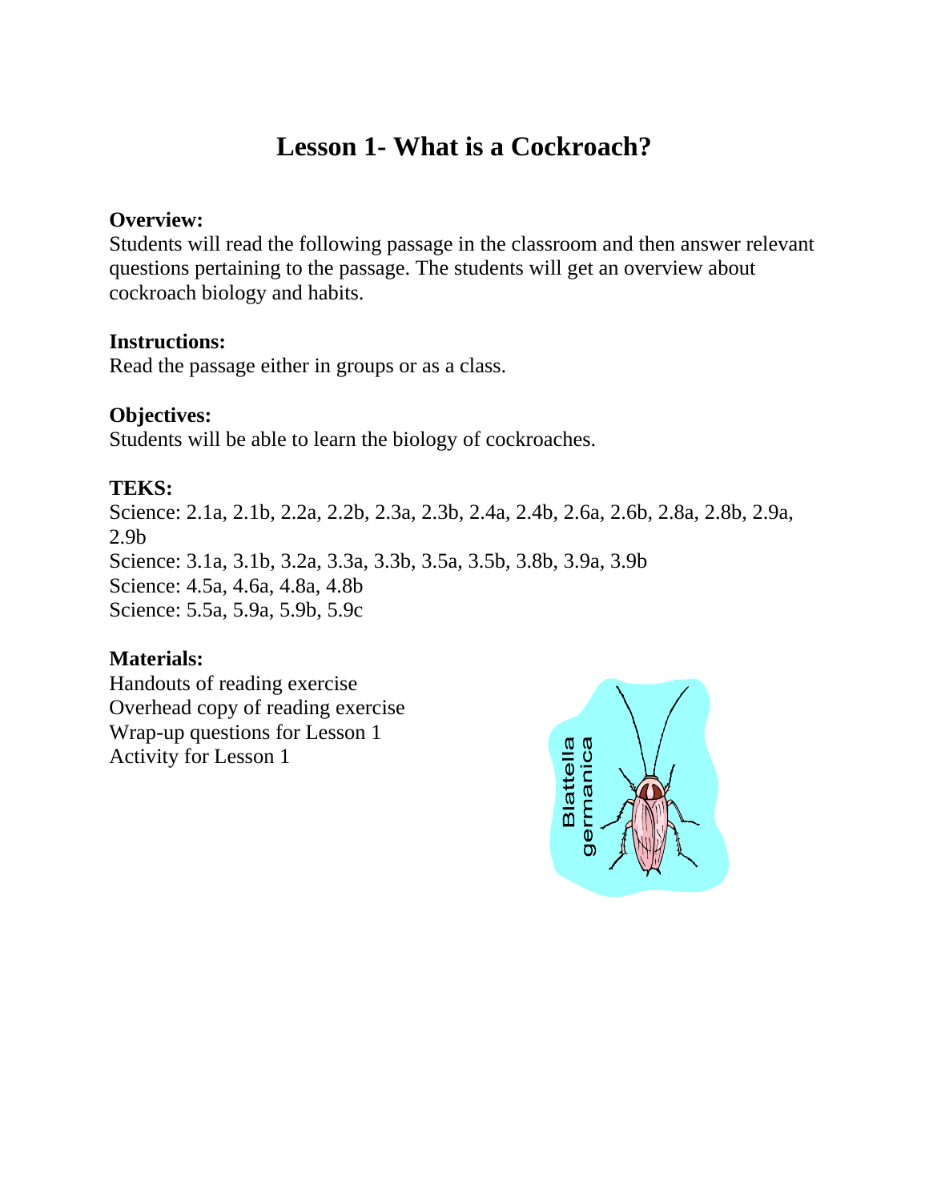# Lesson 1- What is a Cockroach?

**Overview:**
Students will read the following passage in the classroom and then answer relevant questions pertaining to the passage. The students will get an overview about cockroach biology and habits.

**Instructions:**
Read the passage either in groups or as a class.

**Objectives:**
Students will be able to learn the biology of cockroaches.

**TEKS:**
Science: 2.1a, 2.1b, 2.2a, 2.2b, 2.3a, 2.3b, 2.4a, 2.4b, 2.6a, 2.6b, 2.8a, 2.8b, 2.9a, 2.9b
Science: 3.1a, 3.1b, 3.2a, 3.3a, 3.3b, 3.5a, 3.5b, 3.8b, 3.9a, 3.9b
Science: 4.5a, 4.6a, 4.8a, 4.8b
Science: 5.5a, 5.9a, 5.9b, 5.9c

**Materials:**
Handouts of reading exercise
Overhead copy of reading exercise
Wrap-up questions for Lesson 1
Activity for Lesson 1

Blattella germanica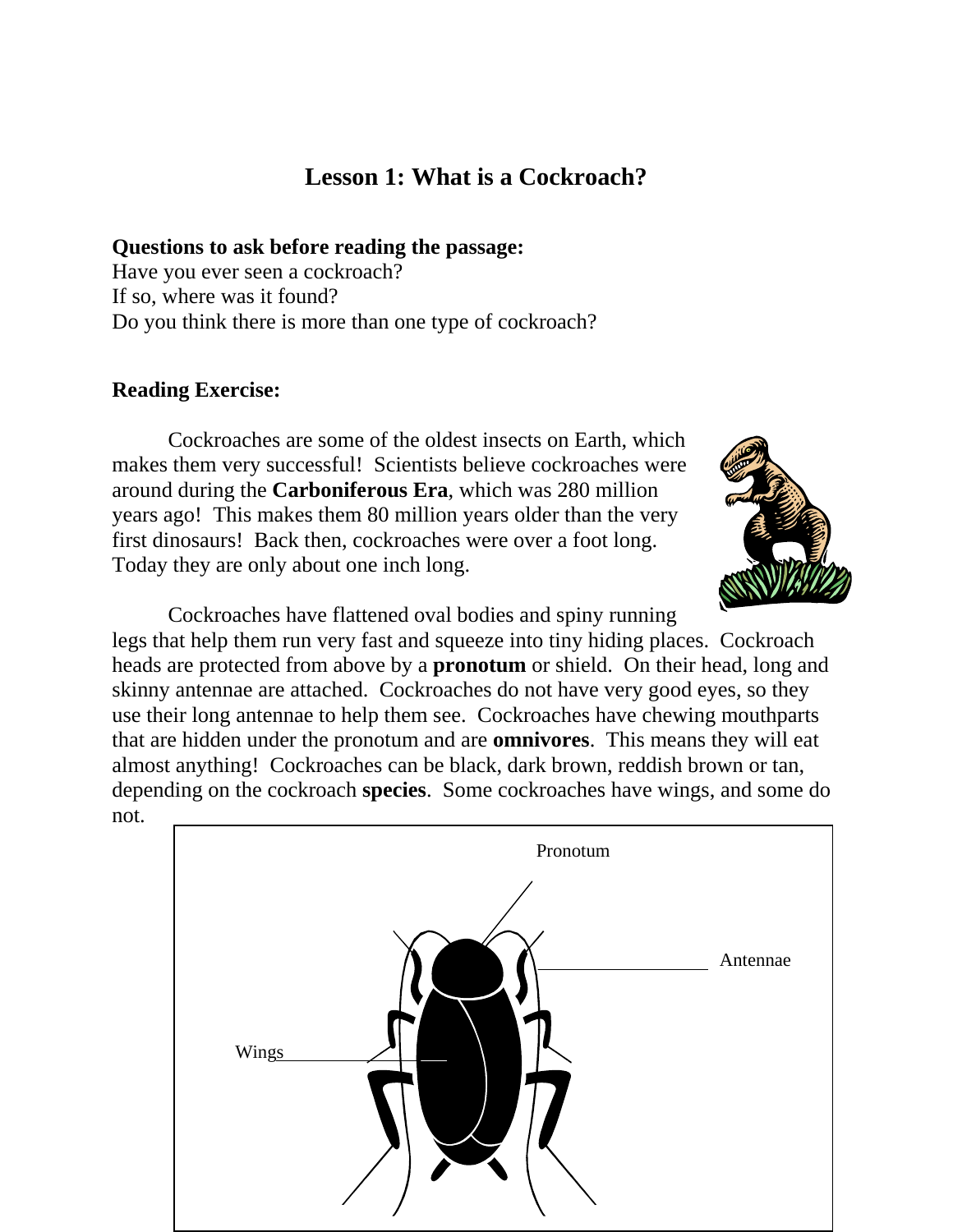# Lesson 1: What is a Cockroach?

**Questions to ask before reading the passage:**
Have you ever seen a cockroach?
If so, where was it found?
Do you think there is more than one type of cockroach?

**Reading Exercise:**

Cockroaches are some of the oldest insects on Earth, which makes them very successful! Scientists believe cockroaches were around during the **Carboniferous Era**, which was 280 million years ago! This makes them 80 million years older than the very first dinosaurs! Back then, cockroaches were over a foot long. Today they are only about one inch long.

Cockroaches have flattened oval bodies and spiny running legs that help them run very fast and squeeze into tiny hiding places. Cockroach heads are protected from above by a **pronotum** or shield. On their head, long and skinny antennae are attached. Cockroaches do not have very good eyes, so they use their long antennae to help them see. Cockroaches have chewing mouthparts that are hidden under the pronotum and are **omnivores**. This means they will eat almost anything! Cockroaches can be black, dark brown, reddish brown or tan, depending on the cockroach **species**. Some cockroaches have wings, and some do not.

Pronotum

Antennae

Wings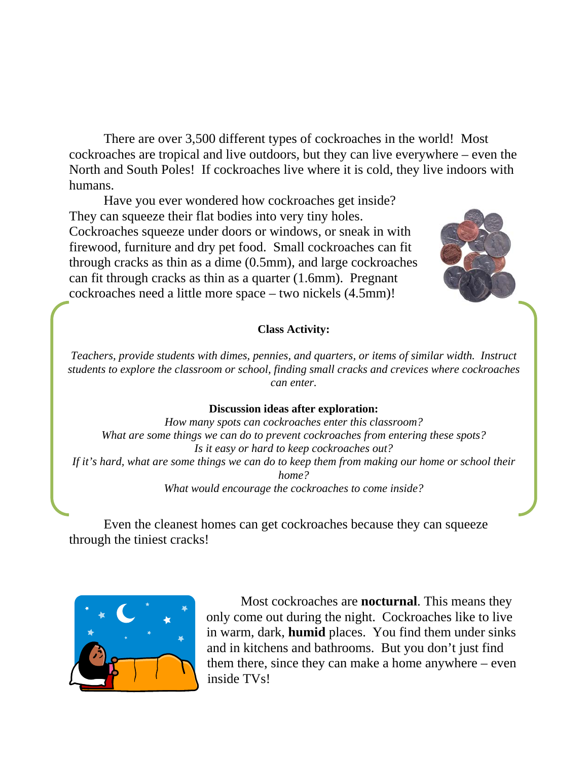There are over 3,500 different types of cockroaches in the world! Most cockroaches are tropical and live outdoors, but they can live everywhere – even the North and South Poles! If cockroaches live where it is cold, they live indoors with humans.

Have you ever wondered how cockroaches get inside? They can squeeze their flat bodies into very tiny holes. Cockroaches squeeze under doors or windows, or sneak in with firewood, furniture and dry pet food. Small cockroaches can fit through cracks as thin as a dime (0.5mm), and large cockroaches can fit through cracks as thin as a quarter (1.6mm). Pregnant cockroaches need a little more space – two nickels (4.5mm)!

**Class Activity:**

*Teachers, provide students with dimes, pennies, and quarters, or items of similar width. Instruct students to explore the classroom or school, finding small cracks and crevices where cockroaches can enter.*

**Discussion ideas after exploration:**

*How many spots can cockroaches enter this classroom?*
*What are some things we can do to prevent cockroaches from entering these spots?*
*Is it easy or hard to keep cockroaches out?*
*If it's hard, what are some things we can do to keep them from making our home or school their home?*
*What would encourage the cockroaches to come inside?*

Even the cleanest homes can get cockroaches because they can squeeze through the tiniest cracks!

Most cockroaches are **nocturnal**. This means they only come out during the night. Cockroaches like to live in warm, dark, **humid** places. You find them under sinks and in kitchens and bathrooms. But you don't just find them there, since they can make a home anywhere – even inside TVs!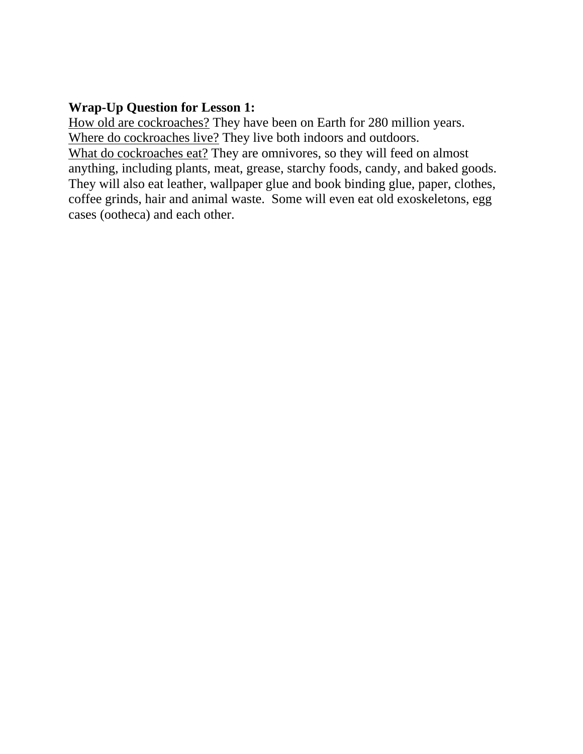**Wrap-Up Question for Lesson 1:**

<u>How old are cockroaches?</u> They have been on Earth for 280 million years.
<u>Where do cockroaches live?</u> They live both indoors and outdoors.
<u>What do cockroaches eat?</u> They are omnivores, so they will feed on almost anything, including plants, meat, grease, starchy foods, candy, and baked goods. They will also eat leather, wallpaper glue and book binding glue, paper, clothes, coffee grinds, hair and animal waste.  Some will even eat old exoskeletons, egg cases (ootheca) and each other.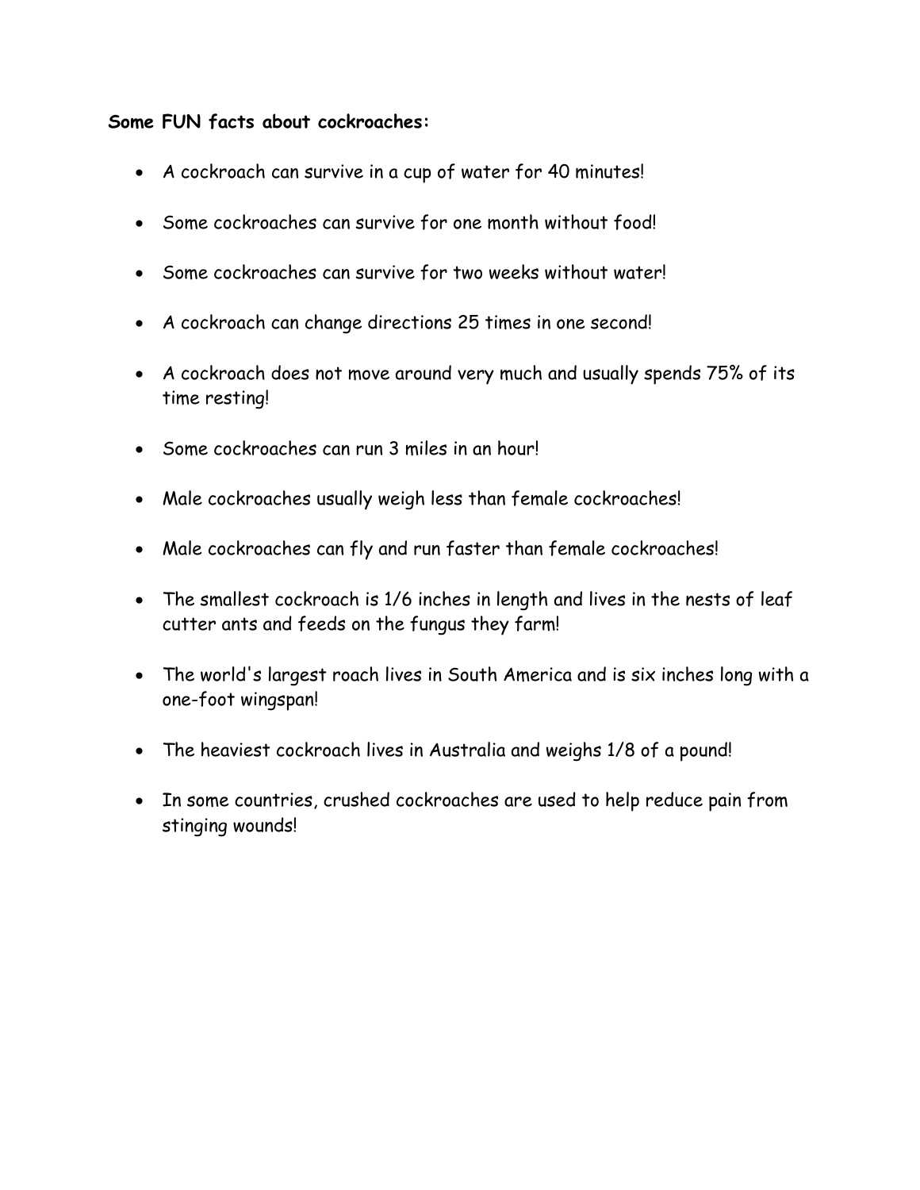**Some FUN facts about cockroaches:**

- A cockroach can survive in a cup of water for 40 minutes!
- Some cockroaches can survive for one month without food!
- Some cockroaches can survive for two weeks without water!
- A cockroach can change directions 25 times in one second!
- A cockroach does not move around very much and usually spends 75% of its time resting!
- Some cockroaches can run 3 miles in an hour!
- Male cockroaches usually weigh less than female cockroaches!
- Male cockroaches can fly and run faster than female cockroaches!
- The smallest cockroach is 1/6 inches in length and lives in the nests of leaf cutter ants and feeds on the fungus they farm!
- The world's largest roach lives in South America and is six inches long with a one-foot wingspan!
- The heaviest cockroach lives in Australia and weighs 1/8 of a pound!
- In some countries, crushed cockroaches are used to help reduce pain from stinging wounds!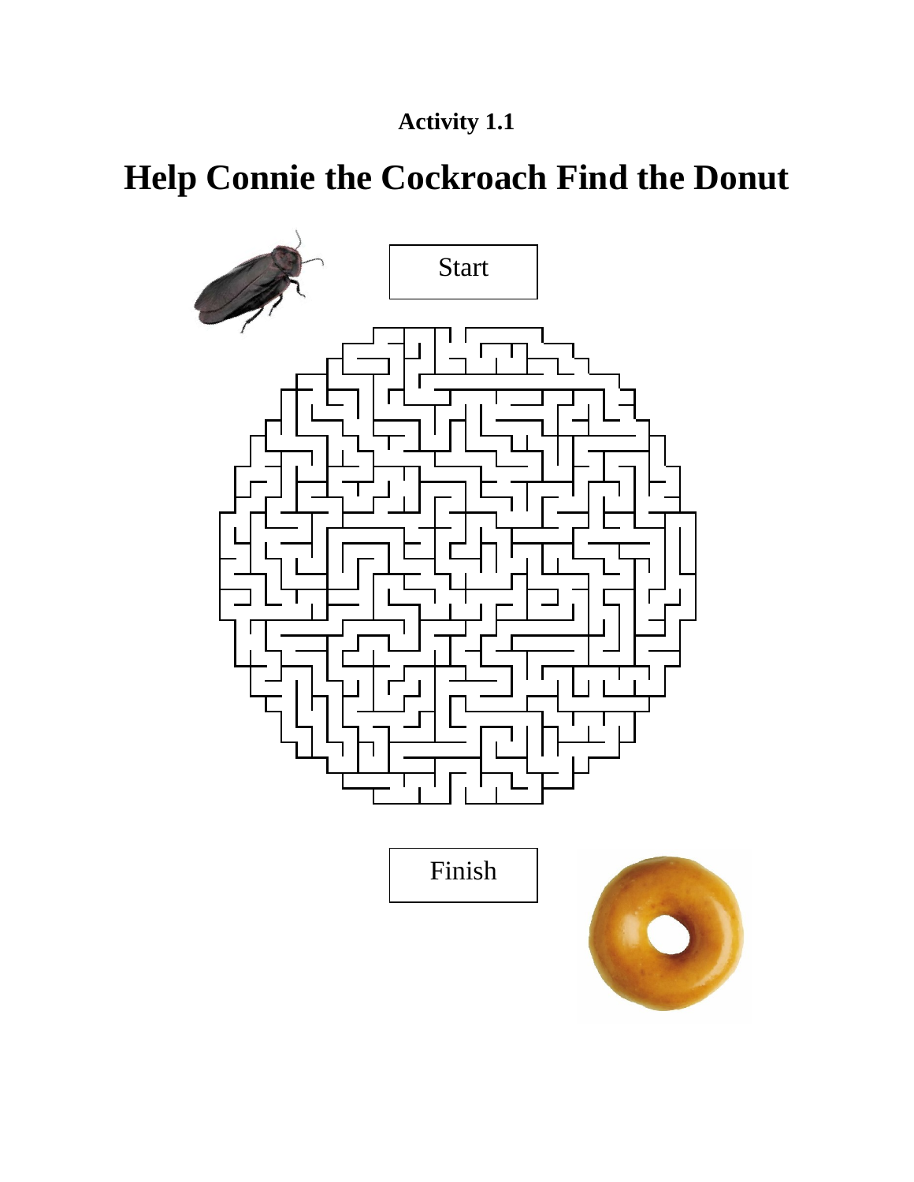**Activity 1.1**

# Help Connie the Cockroach Find the Donut

Start

Finish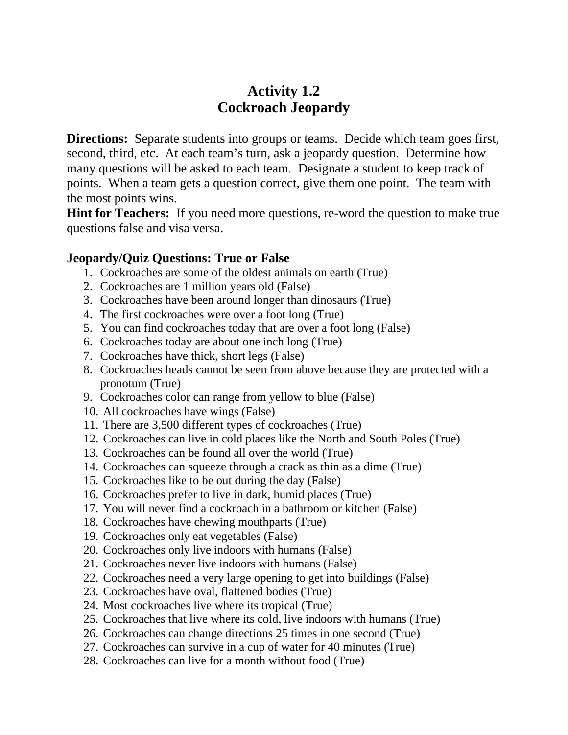# Activity 1.2
# Cockroach Jeopardy

**Directions:** Separate students into groups or teams. Decide which team goes first, second, third, etc. At each team's turn, ask a jeopardy question. Determine how many questions will be asked to each team. Designate a student to keep track of points. When a team gets a question correct, give them one point. The team with the most points wins.

**Hint for Teachers:** If you need more questions, re-word the question to make true questions false and visa versa.

### Jeopardy/Quiz Questions: True or False

1. Cockroaches are some of the oldest animals on earth (True)
2. Cockroaches are 1 million years old (False)
3. Cockroaches have been around longer than dinosaurs (True)
4. The first cockroaches were over a foot long (True)
5. You can find cockroaches today that are over a foot long (False)
6. Cockroaches today are about one inch long (True)
7. Cockroaches have thick, short legs (False)
8. Cockroaches heads cannot be seen from above because they are protected with a pronotum (True)
9. Cockroaches color can range from yellow to blue (False)
10. All cockroaches have wings (False)
11. There are 3,500 different types of cockroaches (True)
12. Cockroaches can live in cold places like the North and South Poles (True)
13. Cockroaches can be found all over the world (True)
14. Cockroaches can squeeze through a crack as thin as a dime (True)
15. Cockroaches like to be out during the day (False)
16. Cockroaches prefer to live in dark, humid places (True)
17. You will never find a cockroach in a bathroom or kitchen (False)
18. Cockroaches have chewing mouthparts (True)
19. Cockroaches only eat vegetables (False)
20. Cockroaches only live indoors with humans (False)
21. Cockroaches never live indoors with humans (False)
22. Cockroaches need a very large opening to get into buildings (False)
23. Cockroaches have oval, flattened bodies (True)
24. Most cockroaches live where its tropical (True)
25. Cockroaches that live where its cold, live indoors with humans (True)
26. Cockroaches can change directions 25 times in one second (True)
27. Cockroaches can survive in a cup of water for 40 minutes (True)
28. Cockroaches can live for a month without food (True)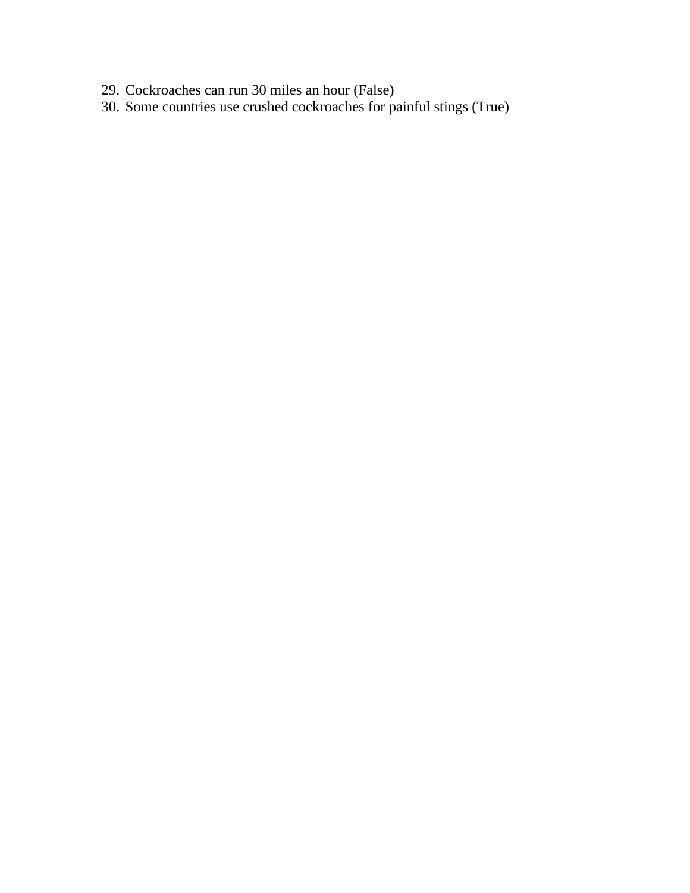29. Cockroaches can run 30 miles an hour (False)
30. Some countries use crushed cockroaches for painful stings (True)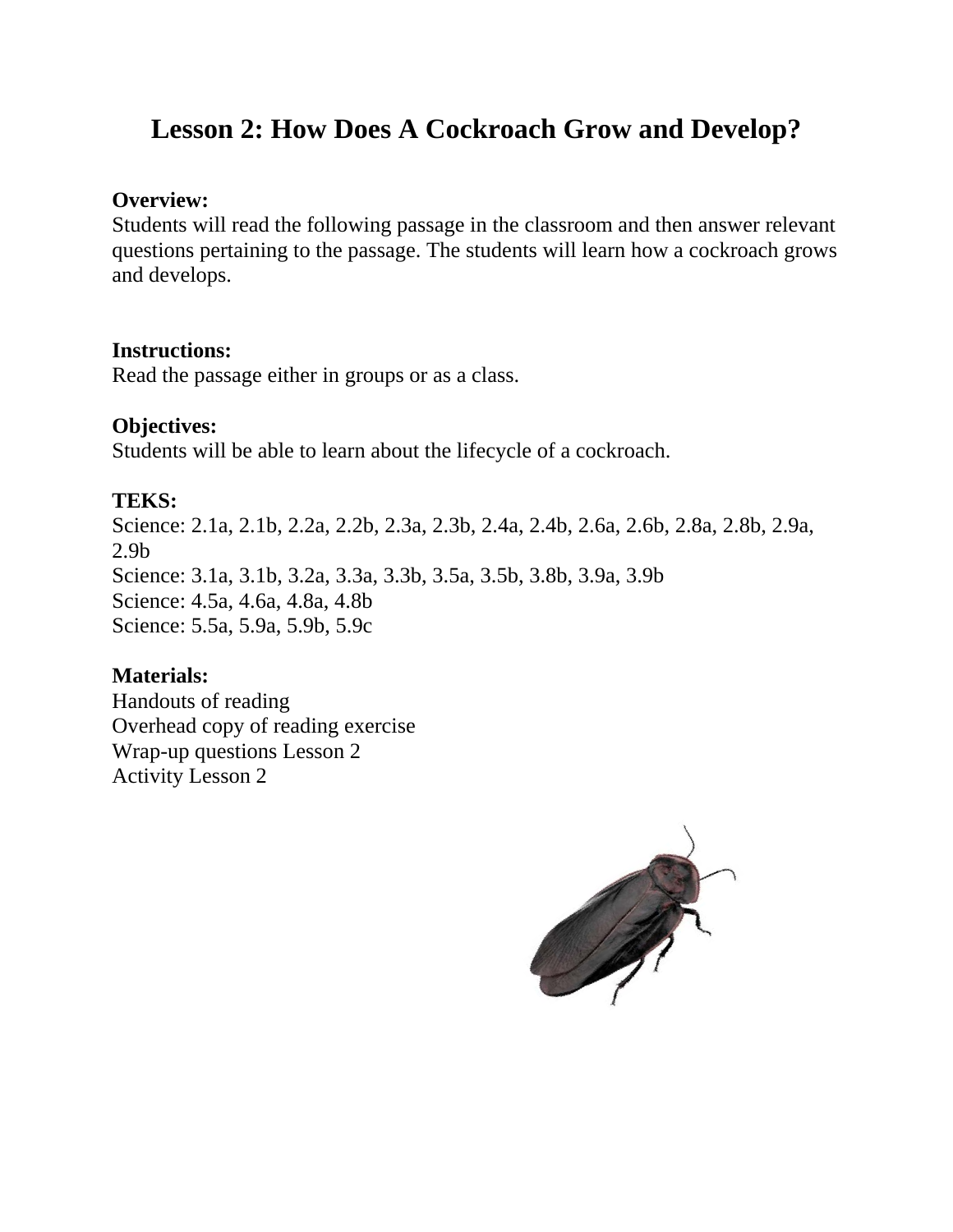# Lesson 2: How Does A Cockroach Grow and Develop?

**Overview:**
Students will read the following passage in the classroom and then answer relevant questions pertaining to the passage. The students will learn how a cockroach grows and develops.

**Instructions:**
Read the passage either in groups or as a class.

**Objectives:**
Students will be able to learn about the lifecycle of a cockroach.

**TEKS:**
Science: 2.1a, 2.1b, 2.2a, 2.2b, 2.3a, 2.3b, 2.4a, 2.4b, 2.6a, 2.6b, 2.8a, 2.8b, 2.9a, 2.9b
Science: 3.1a, 3.1b, 3.2a, 3.3a, 3.3b, 3.5a, 3.5b, 3.8b, 3.9a, 3.9b
Science: 4.5a, 4.6a, 4.8a, 4.8b
Science: 5.5a, 5.9a, 5.9b, 5.9c

**Materials:**
Handouts of reading
Overhead copy of reading exercise
Wrap-up questions Lesson 2
Activity Lesson 2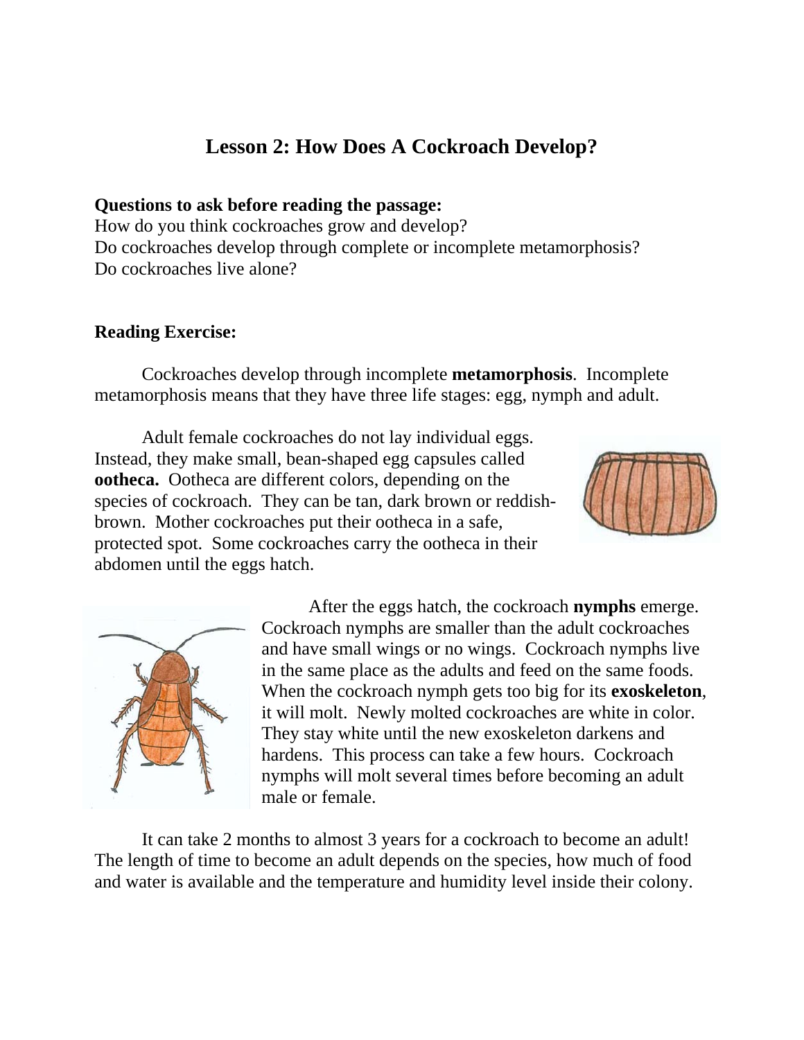# Lesson 2: How Does A Cockroach Develop?

**Questions to ask before reading the passage:**
How do you think cockroaches grow and develop?
Do cockroaches develop through complete or incomplete metamorphosis?
Do cockroaches live alone?

**Reading Exercise:**

Cockroaches develop through incomplete **metamorphosis**. Incomplete metamorphosis means that they have three life stages: egg, nymph and adult.

Adult female cockroaches do not lay individual eggs. Instead, they make small, bean-shaped egg capsules called **ootheca.** Ootheca are different colors, depending on the species of cockroach. They can be tan, dark brown or reddish-brown. Mother cockroaches put their ootheca in a safe, protected spot. Some cockroaches carry the ootheca in their abdomen until the eggs hatch.

After the eggs hatch, the cockroach **nymphs** emerge. Cockroach nymphs are smaller than the adult cockroaches and have small wings or no wings. Cockroach nymphs live in the same place as the adults and feed on the same foods. When the cockroach nymph gets too big for its **exoskeleton**, it will molt. Newly molted cockroaches are white in color. They stay white until the new exoskeleton darkens and hardens. This process can take a few hours. Cockroach nymphs will molt several times before becoming an adult male or female.

It can take 2 months to almost 3 years for a cockroach to become an adult! The length of time to become an adult depends on the species, how much of food and water is available and the temperature and humidity level inside their colony.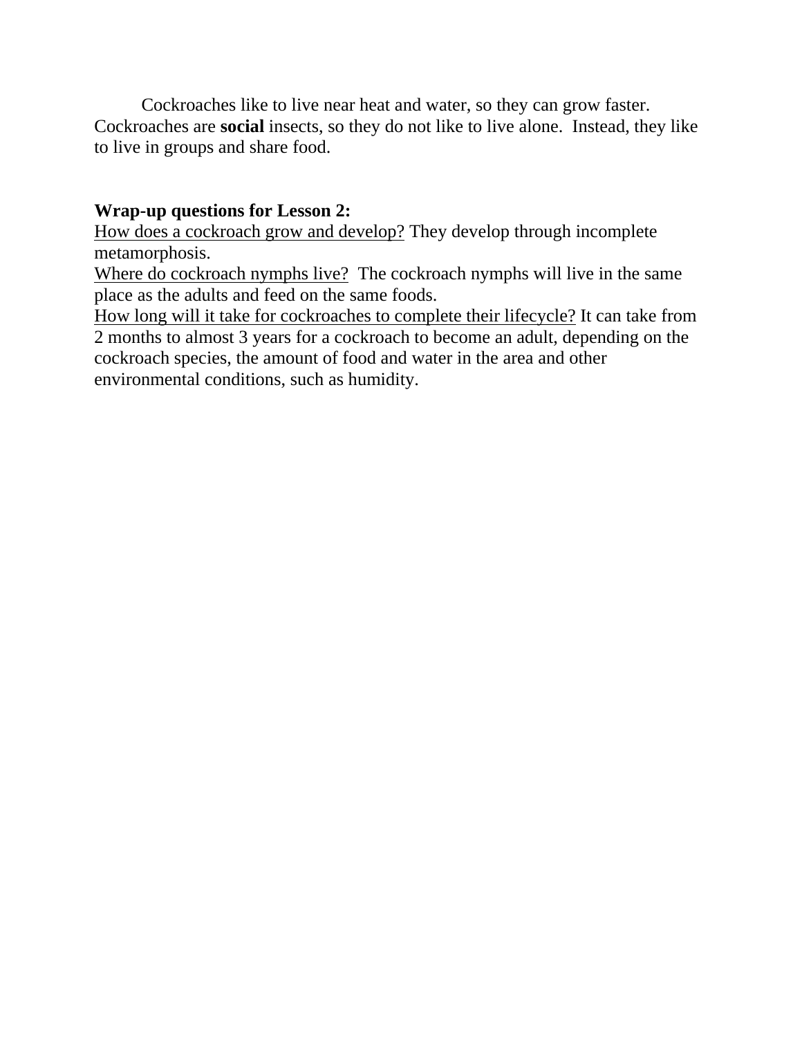Cockroaches like to live near heat and water, so they can grow faster. Cockroaches are **social** insects, so they do not like to live alone. Instead, they like to live in groups and share food.

**Wrap-up questions for Lesson 2:**

<u>How does a cockroach grow and develop?</u> They develop through incomplete metamorphosis.

<u>Where do cockroach nymphs live?</u> The cockroach nymphs will live in the same place as the adults and feed on the same foods.

<u>How long will it take for cockroaches to complete their lifecycle?</u> It can take from 2 months to almost 3 years for a cockroach to become an adult, depending on the cockroach species, the amount of food and water in the area and other environmental conditions, such as humidity.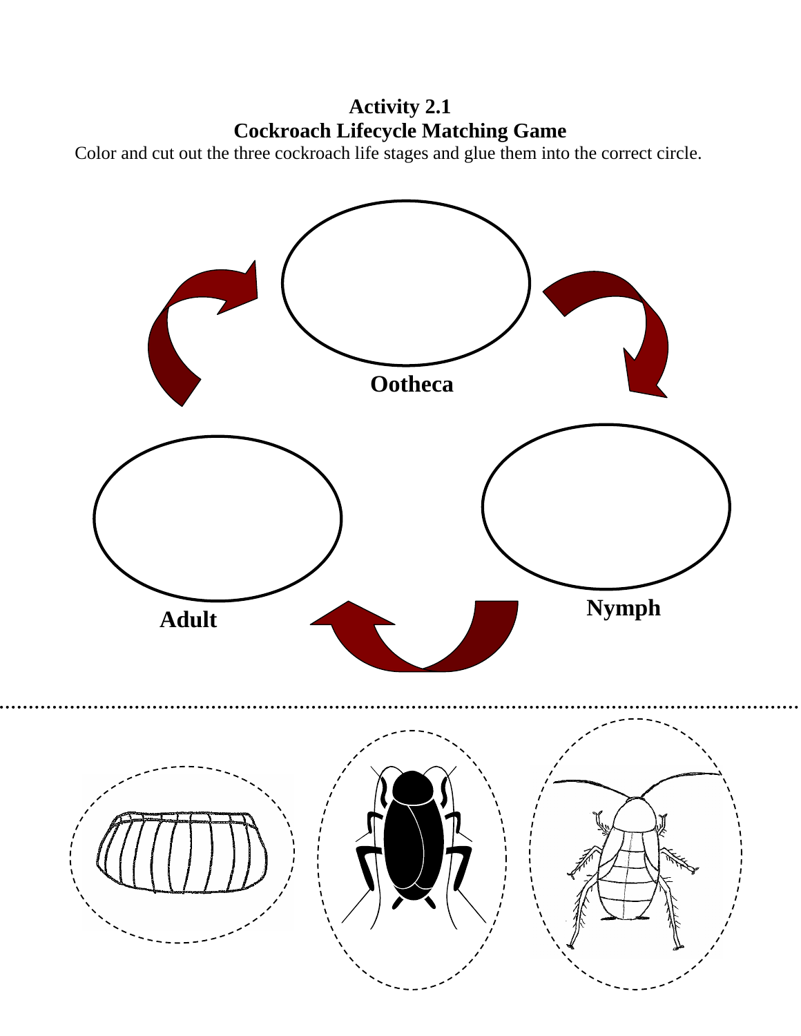# Activity 2.1
## Cockroach Lifecycle Matching Game

Color and cut out the three cockroach life stages and glue them into the correct circle.

Ootheca

Nymph

Adult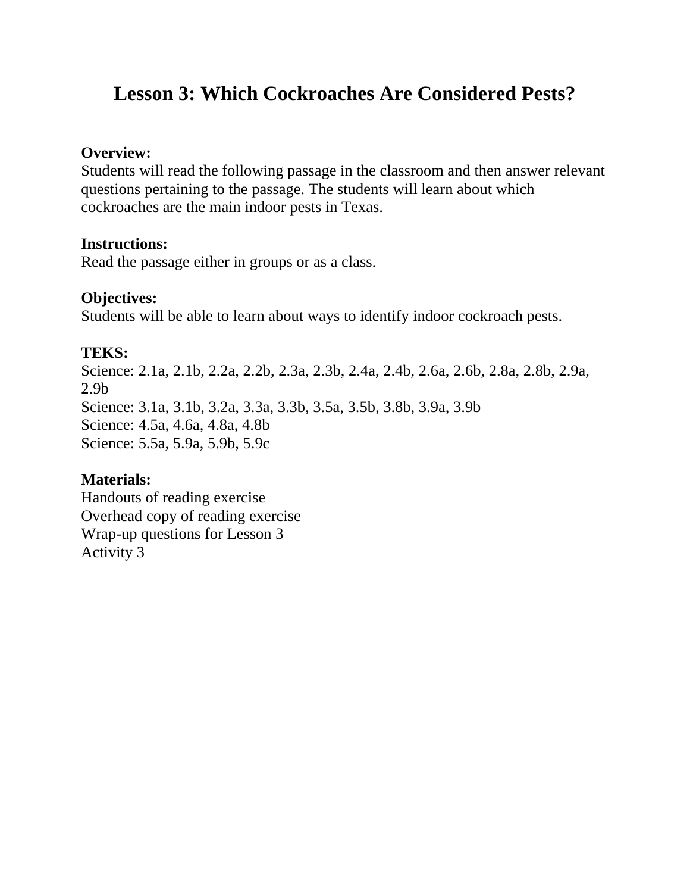# Lesson 3: Which Cockroaches Are Considered Pests?

**Overview:**
Students will read the following passage in the classroom and then answer relevant questions pertaining to the passage. The students will learn about which cockroaches are the main indoor pests in Texas.

**Instructions:**
Read the passage either in groups or as a class.

**Objectives:**
Students will be able to learn about ways to identify indoor cockroach pests.

**TEKS:**
Science: 2.1a, 2.1b, 2.2a, 2.2b, 2.3a, 2.3b, 2.4a, 2.4b, 2.6a, 2.6b, 2.8a, 2.8b, 2.9a, 2.9b
Science: 3.1a, 3.1b, 3.2a, 3.3a, 3.3b, 3.5a, 3.5b, 3.8b, 3.9a, 3.9b
Science: 4.5a, 4.6a, 4.8a, 4.8b
Science: 5.5a, 5.9a, 5.9b, 5.9c

**Materials:**
Handouts of reading exercise
Overhead copy of reading exercise
Wrap-up questions for Lesson 3
Activity 3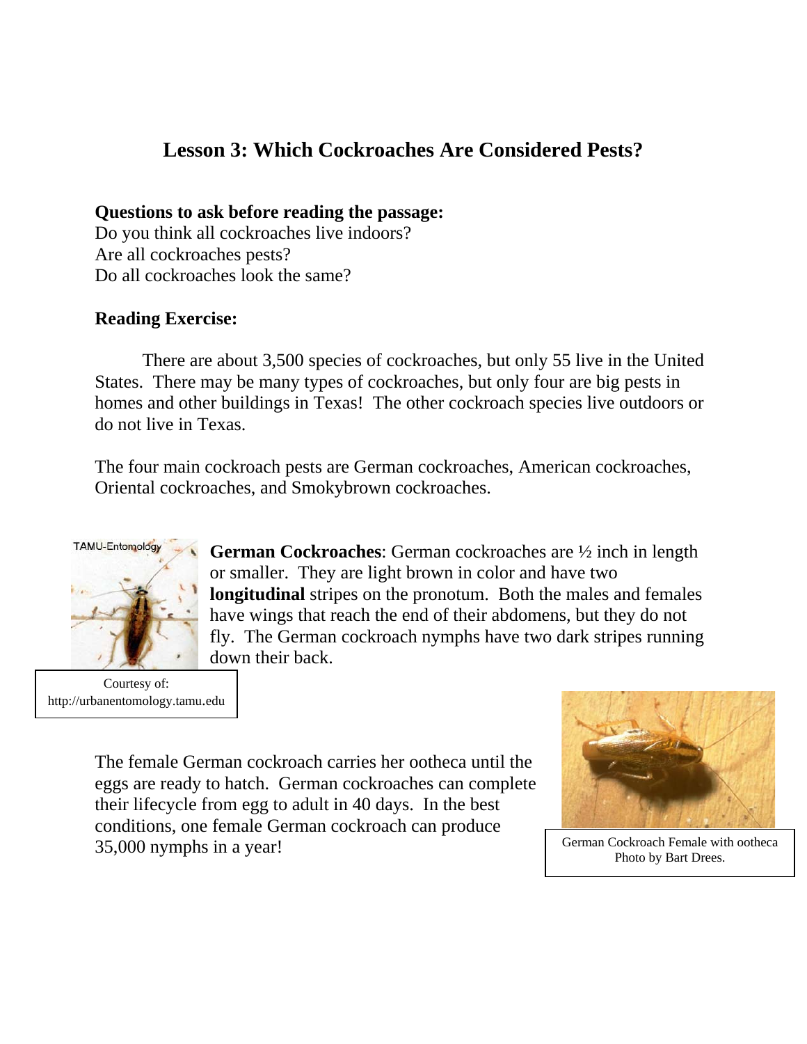## Lesson 3: Which Cockroaches Are Considered Pests?

**Questions to ask before reading the passage:**
Do you think all cockroaches live indoors?
Are all cockroaches pests?
Do all cockroaches look the same?

**Reading Exercise:**

There are about 3,500 species of cockroaches, but only 55 live in the United States. There may be many types of cockroaches, but only four are big pests in homes and other buildings in Texas! The other cockroach species live outdoors or do not live in Texas.

The four main cockroach pests are German cockroaches, American cockroaches, Oriental cockroaches, and Smokybrown cockroaches.

**German Cockroaches**: German cockroaches are ½ inch in length or smaller. They are light brown in color and have two **longitudinal** stripes on the pronotum. Both the males and females have wings that reach the end of their abdomens, but they do not fly. The German cockroach nymphs have two dark stripes running down their back.

Courtesy of: http://urbanentomology.tamu.edu

The female German cockroach carries her ootheca until the eggs are ready to hatch. German cockroaches can complete their lifecycle from egg to adult in 40 days. In the best conditions, one female German cockroach can produce 35,000 nymphs in a year!

German Cockroach Female with ootheca
Photo by Bart Drees.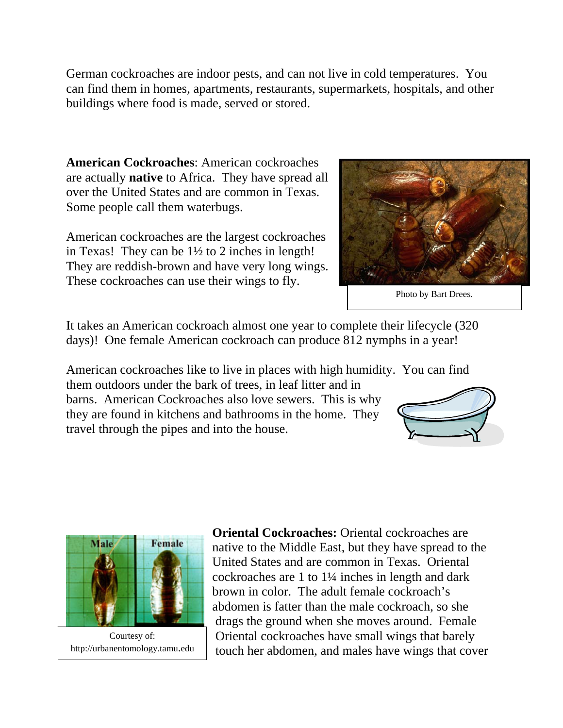German cockroaches are indoor pests, and can not live in cold temperatures. You can find them in homes, apartments, restaurants, supermarkets, hospitals, and other buildings where food is made, served or stored.

**American Cockroaches**: American cockroaches are actually **native** to Africa. They have spread all over the United States and are common in Texas. Some people call them waterbugs.

American cockroaches are the largest cockroaches in Texas! They can be 1½ to 2 inches in length! They are reddish-brown and have very long wings. These cockroaches can use their wings to fly.

Photo by Bart Drees.

It takes an American cockroach almost one year to complete their lifecycle (320 days)! One female American cockroach can produce 812 nymphs in a year!

American cockroaches like to live in places with high humidity. You can find them outdoors under the bark of trees, in leaf litter and in barns. American Cockroaches also love sewers. This is why they are found in kitchens and bathrooms in the home. They travel through the pipes and into the house.

Courtesy of: http://urbanentomology.tamu.edu

**Oriental Cockroaches:** Oriental cockroaches are native to the Middle East, but they have spread to the United States and are common in Texas. Oriental cockroaches are 1 to 1¼ inches in length and dark brown in color. The adult female cockroach's abdomen is fatter than the male cockroach, so she drags the ground when she moves around. Female Oriental cockroaches have small wings that barely touch her abdomen, and males have wings that cover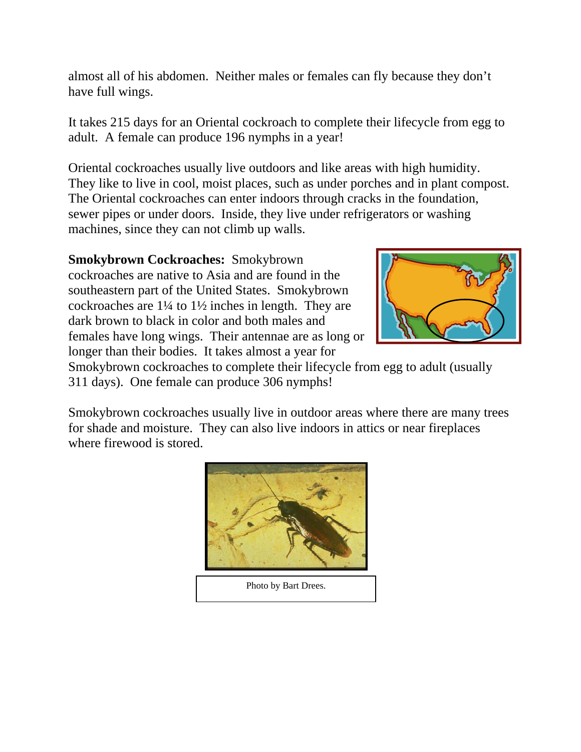almost all of his abdomen. Neither males or females can fly because they don't have full wings.

It takes 215 days for an Oriental cockroach to complete their lifecycle from egg to adult. A female can produce 196 nymphs in a year!

Oriental cockroaches usually live outdoors and like areas with high humidity. They like to live in cool, moist places, such as under porches and in plant compost. The Oriental cockroaches can enter indoors through cracks in the foundation, sewer pipes or under doors. Inside, they live under refrigerators or washing machines, since they can not climb up walls.

**Smokybrown Cockroaches:** Smokybrown cockroaches are native to Asia and are found in the southeastern part of the United States. Smokybrown cockroaches are 1¼ to 1½ inches in length. They are dark brown to black in color and both males and females have long wings. Their antennae are as long or longer than their bodies. It takes almost a year for Smokybrown cockroaches to complete their lifecycle from egg to adult (usually 311 days). One female can produce 306 nymphs!

Smokybrown cockroaches usually live in outdoor areas where there are many trees for shade and moisture. They can also live indoors in attics or near fireplaces where firewood is stored.

Photo by Bart Drees.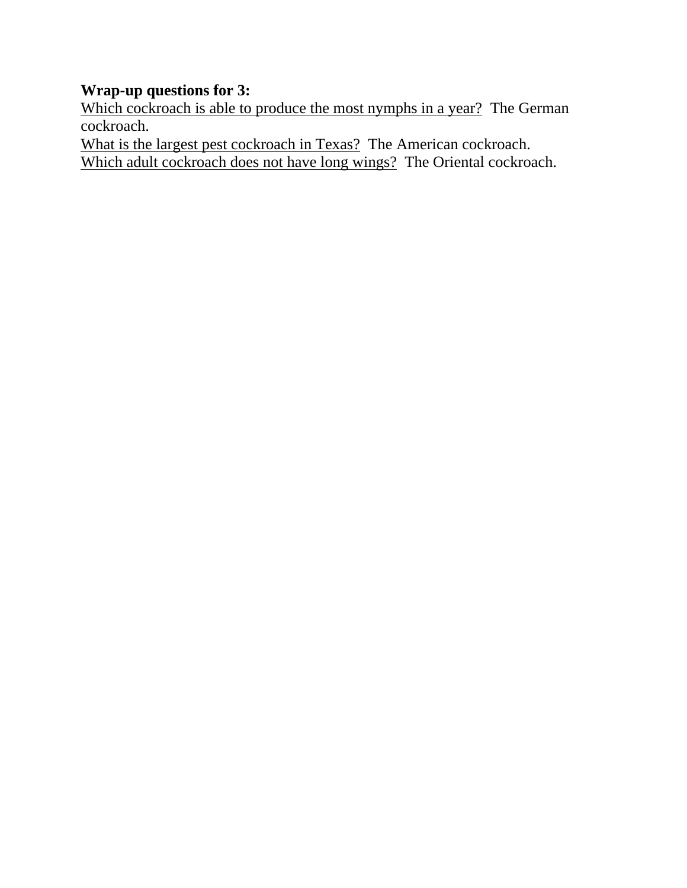**Wrap-up questions for 3:**

<u>Which cockroach is able to produce the most nymphs in a year?</u> The German cockroach.

<u>What is the largest pest cockroach in Texas?</u> The American cockroach.

<u>Which adult cockroach does not have long wings?</u> The Oriental cockroach.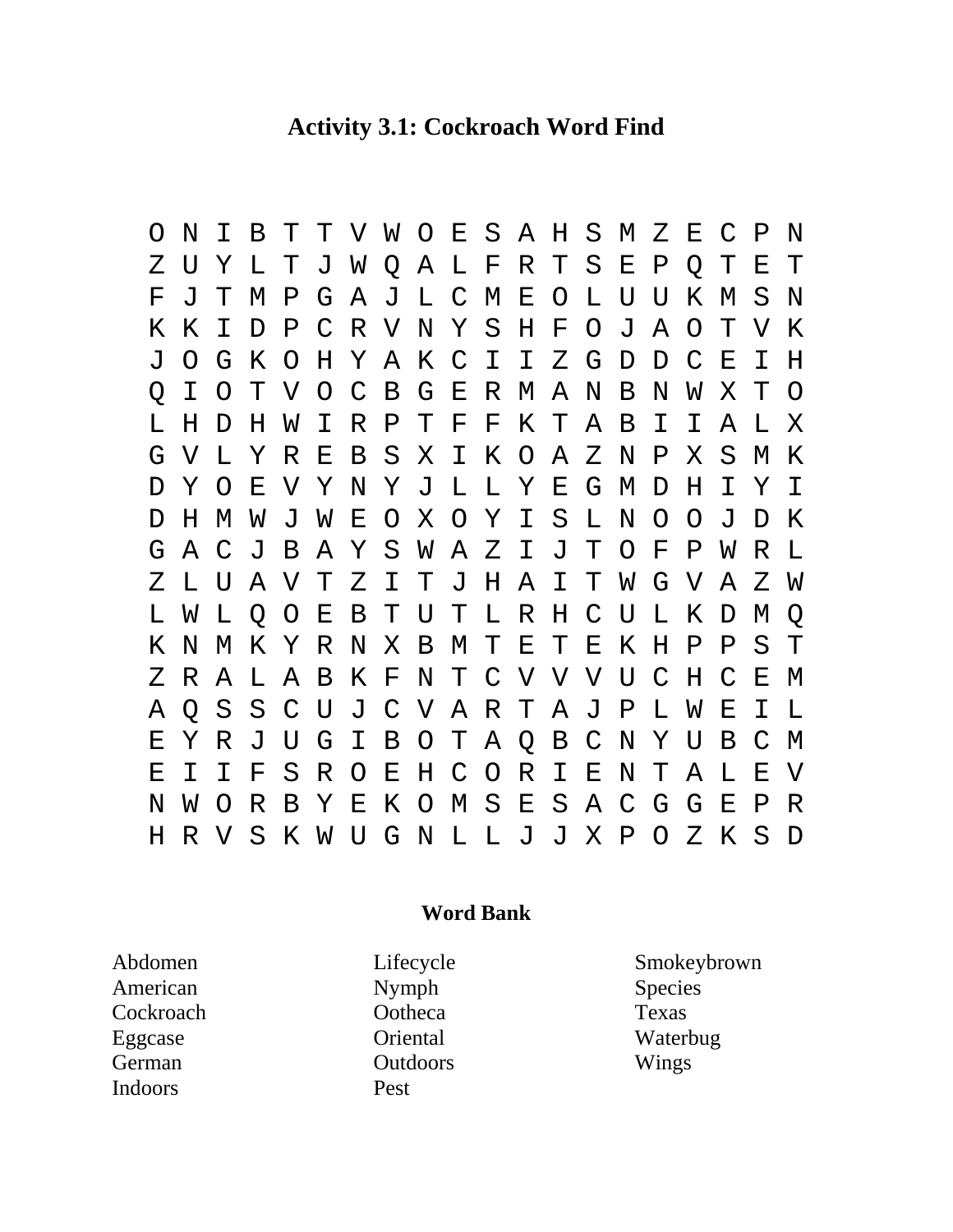# Activity 3.1: Cockroach Word Find

```
O N I B T T V W O E S A H S M Z E C P N
Z U Y L T J W Q A L F R T S E P Q T E T
F J T M P G A J L C M E O L U U K M S N
K K I D P C R V N Y S H F O J A O T V K
J O G K O H Y A K C I I Z G D D C E I H
Q I O T V O C B G E R M A N B N W X T O
L H D H W I R P T F F K T A B I I A L X
G V L Y R E B S X I K O A Z N P X S M K
D Y O E V Y N Y J L L Y E G M D H I Y I
D H M W J W E O X O Y I S L N O O J D K
G A C J B A Y S W A Z I J T O F P W R L
Z L U A V T Z I T J H A I T W G V A Z W
L W L Q O E B T U T L R H C U L K D M Q
K N M K Y R N X B M T E T E K H P P S T
Z R A L A B K F N T C V V V U C H C E M
A Q S S C U J C V A R T A J P L W E I L
E Y R J U G I B O T A Q B C N Y U B C M
E I I F S R O E H C O R I E N T A L E V
N W O R B Y E K O M S E S A C G G E P R
H R V S K W U G N L L J J X P O Z K S D
```

**Word Bank**

| | | |
|---|---|---|
| Abdomen | Lifecycle | Smokeybrown |
| American | Nymph | Species |
| Cockroach | Ootheca | Texas |
| Eggcase | Oriental | Waterbug |
| German | Outdoors | Wings |
| Indoors | Pest | |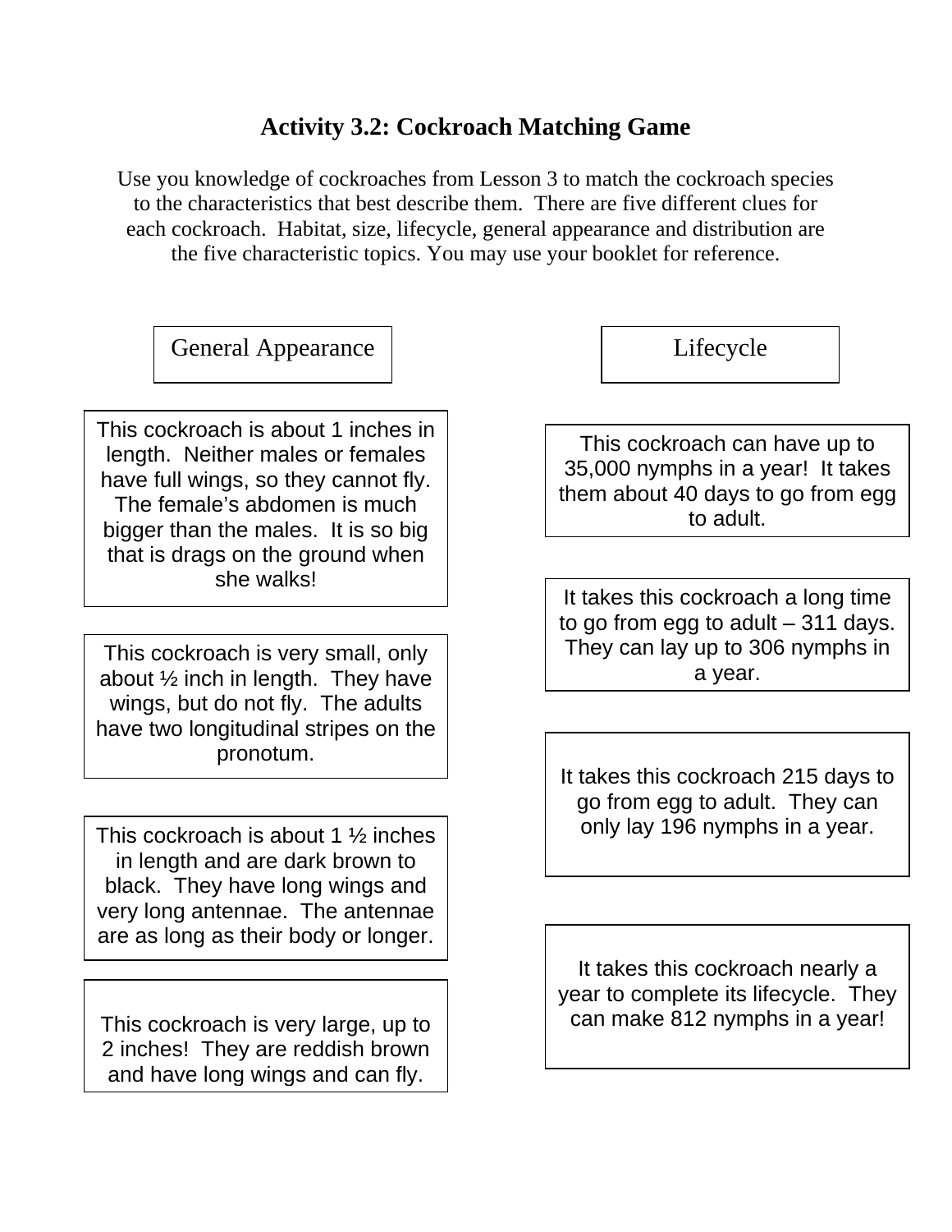# Activity 3.2: Cockroach Matching Game

Use you knowledge of cockroaches from Lesson 3 to match the cockroach species to the characteristics that best describe them. There are five different clues for each cockroach. Habitat, size, lifecycle, general appearance and distribution are the five characteristic topics. You may use your booklet for reference.

## General Appearance

This cockroach is about 1 inches in length. Neither males or females have full wings, so they cannot fly. The female's abdomen is much bigger than the males. It is so big that is drags on the ground when she walks!

This cockroach is very small, only about ½ inch in length. They have wings, but do not fly. The adults have two longitudinal stripes on the pronotum.

This cockroach is about 1 ½ inches in length and are dark brown to black. They have long wings and very long antennae. The antennae are as long as their body or longer.

This cockroach is very large, up to 2 inches! They are reddish brown and have long wings and can fly.

## Lifecycle

This cockroach can have up to 35,000 nymphs in a year! It takes them about 40 days to go from egg to adult.

It takes this cockroach a long time to go from egg to adult – 311 days. They can lay up to 306 nymphs in a year.

It takes this cockroach 215 days to go from egg to adult. They can only lay 196 nymphs in a year.

It takes this cockroach nearly a year to complete its lifecycle. They can make 812 nymphs in a year!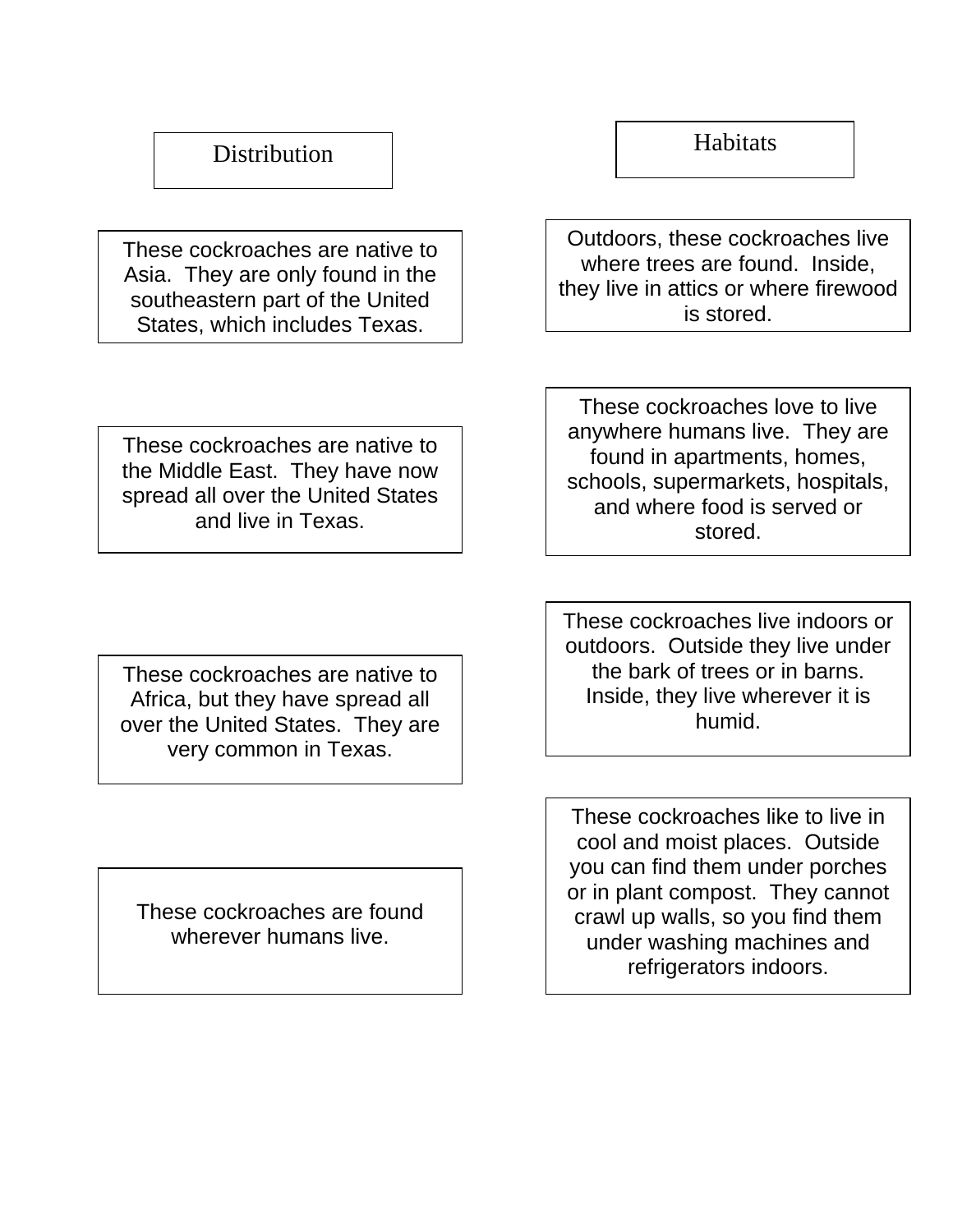## Distribution

These cockroaches are native to Asia. They are only found in the southeastern part of the United States, which includes Texas.

These cockroaches are native to the Middle East. They have now spread all over the United States and live in Texas.

These cockroaches are native to Africa, but they have spread all over the United States. They are very common in Texas.

These cockroaches are found wherever humans live.

## Habitats

Outdoors, these cockroaches live where trees are found. Inside, they live in attics or where firewood is stored.

These cockroaches love to live anywhere humans live. They are found in apartments, homes, schools, supermarkets, hospitals, and where food is served or stored.

These cockroaches live indoors or outdoors. Outside they live under the bark of trees or in barns. Inside, they live wherever it is humid.

These cockroaches like to live in cool and moist places. Outside you can find them under porches or in plant compost. They cannot crawl up walls, so you find them under washing machines and refrigerators indoors.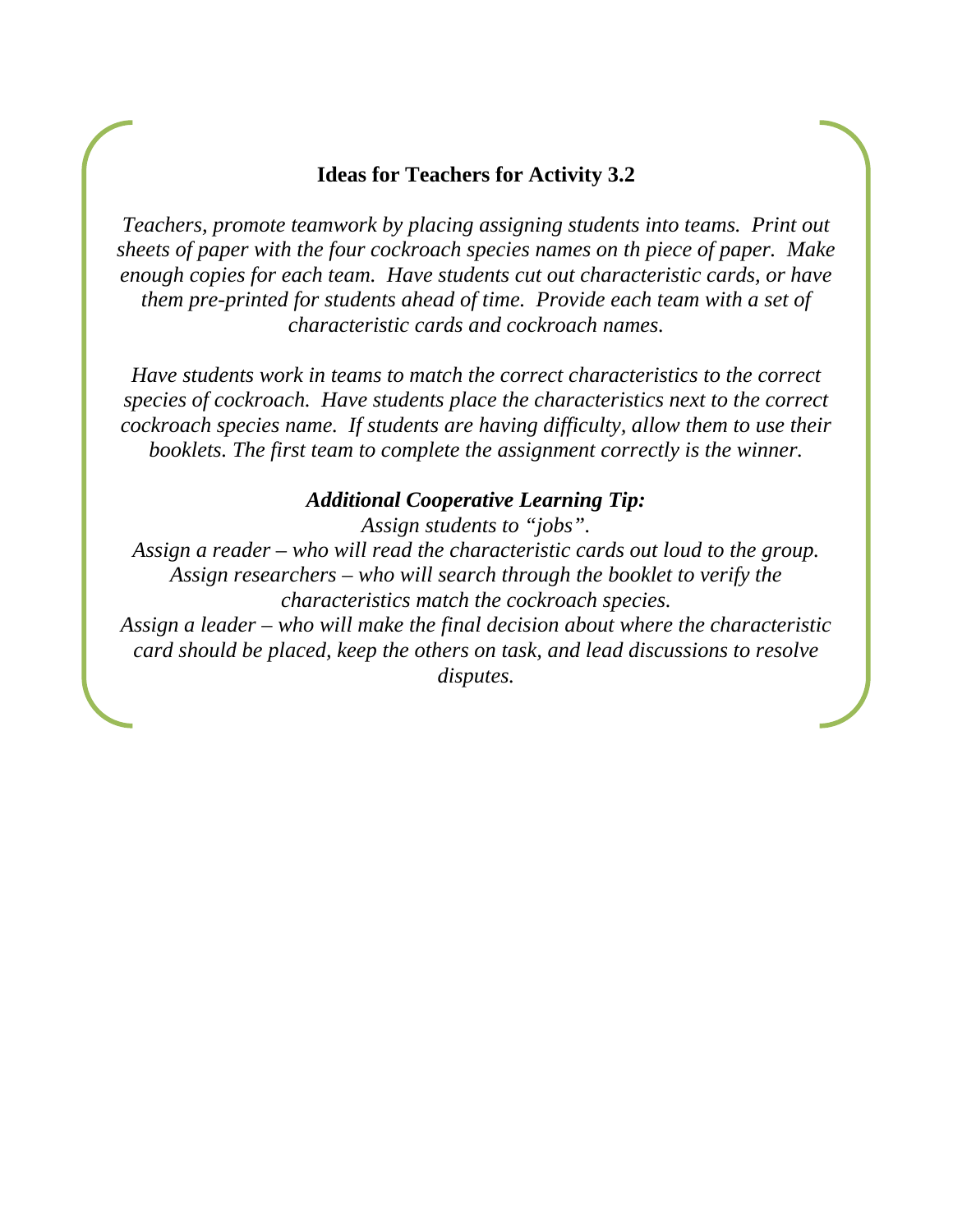**Ideas for Teachers for Activity 3.2**

*Teachers, promote teamwork by placing assigning students into teams. Print out sheets of paper with the four cockroach species names on th piece of paper. Make enough copies for each team. Have students cut out characteristic cards, or have them pre-printed for students ahead of time. Provide each team with a set of characteristic cards and cockroach names.*

*Have students work in teams to match the correct characteristics to the correct species of cockroach. Have students place the characteristics next to the correct cockroach species name. If students are having difficulty, allow them to use their booklets. The first team to complete the assignment correctly is the winner.*

***Additional Cooperative Learning Tip:***

*Assign students to "jobs".*

*Assign a reader – who will read the characteristic cards out loud to the group.*

*Assign researchers – who will search through the booklet to verify the characteristics match the cockroach species.*

*Assign a leader – who will make the final decision about where the characteristic card should be placed, keep the others on task, and lead discussions to resolve disputes.*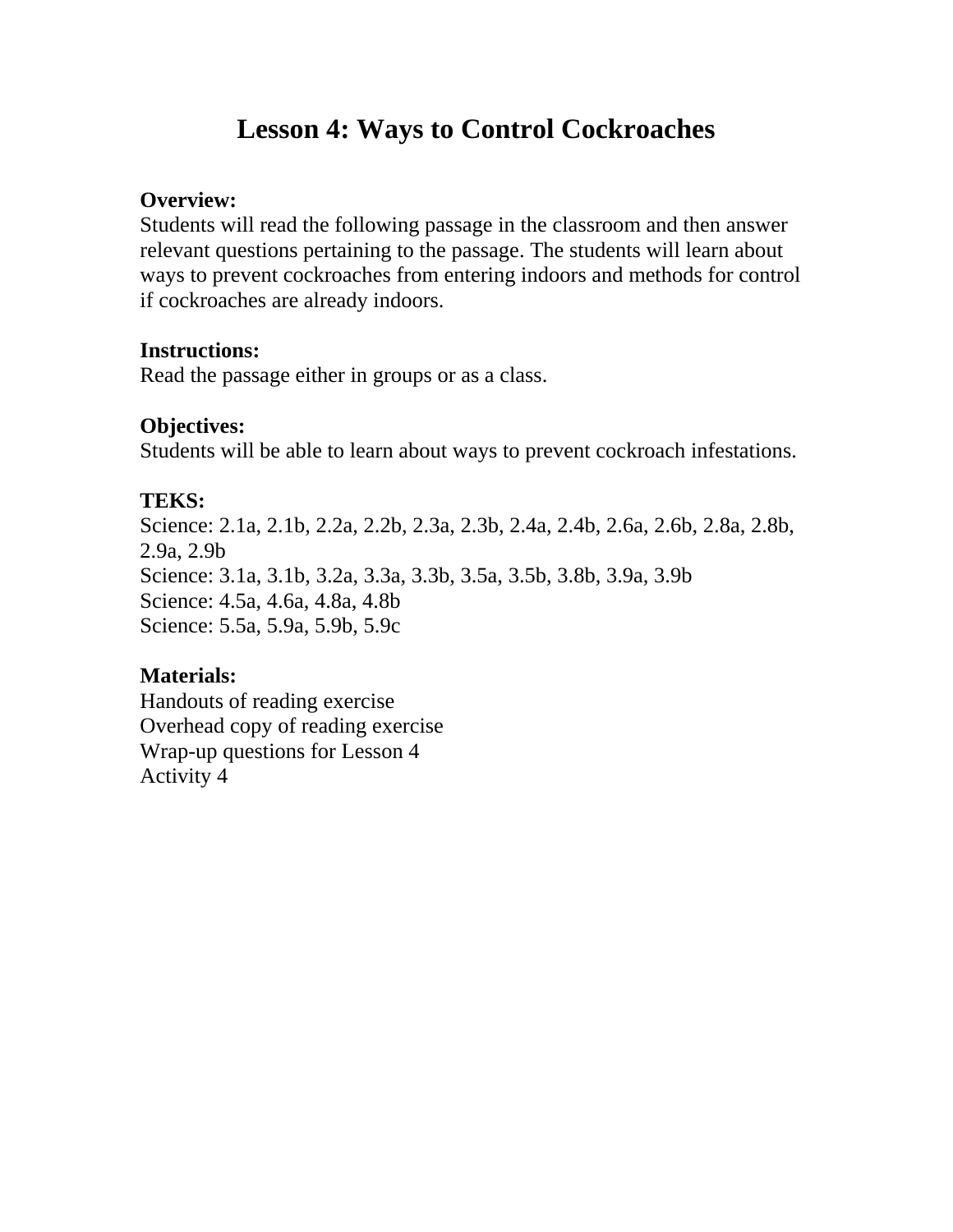# Lesson 4: Ways to Control Cockroaches

**Overview:**
Students will read the following passage in the classroom and then answer relevant questions pertaining to the passage. The students will learn about ways to prevent cockroaches from entering indoors and methods for control if cockroaches are already indoors.

**Instructions:**
Read the passage either in groups or as a class.

**Objectives:**
Students will be able to learn about ways to prevent cockroach infestations.

**TEKS:**
Science: 2.1a, 2.1b, 2.2a, 2.2b, 2.3a, 2.3b, 2.4a, 2.4b, 2.6a, 2.6b, 2.8a, 2.8b, 2.9a, 2.9b
Science: 3.1a, 3.1b, 3.2a, 3.3a, 3.3b, 3.5a, 3.5b, 3.8b, 3.9a, 3.9b
Science: 4.5a, 4.6a, 4.8a, 4.8b
Science: 5.5a, 5.9a, 5.9b, 5.9c

**Materials:**
Handouts of reading exercise
Overhead copy of reading exercise
Wrap-up questions for Lesson 4
Activity 4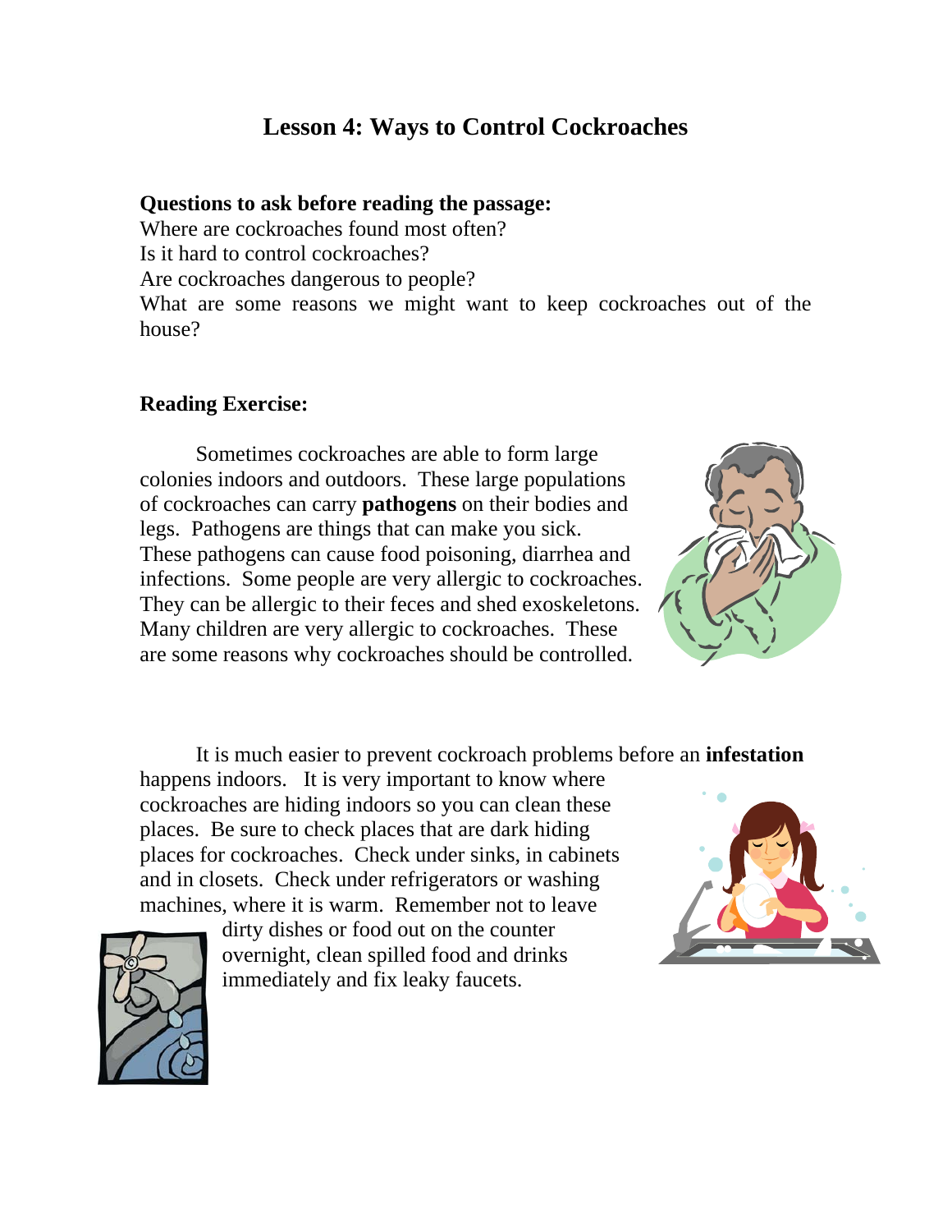# Lesson 4: Ways to Control Cockroaches

**Questions to ask before reading the passage:**

Where are cockroaches found most often?
Is it hard to control cockroaches?
Are cockroaches dangerous to people?
What are some reasons we might want to keep cockroaches out of the house?

**Reading Exercise:**

Sometimes cockroaches are able to form large colonies indoors and outdoors. These large populations of cockroaches can carry **pathogens** on their bodies and legs. Pathogens are things that can make you sick. These pathogens can cause food poisoning, diarrhea and infections. Some people are very allergic to cockroaches. They can be allergic to their feces and shed exoskeletons. Many children are very allergic to cockroaches. These are some reasons why cockroaches should be controlled.

It is much easier to prevent cockroach problems before an **infestation** happens indoors. It is very important to know where cockroaches are hiding indoors so you can clean these places. Be sure to check places that are dark hiding places for cockroaches. Check under sinks, in cabinets and in closets. Check under refrigerators or washing machines, where it is warm. Remember not to leave dirty dishes or food out on the counter overnight, clean spilled food and drinks immediately and fix leaky faucets.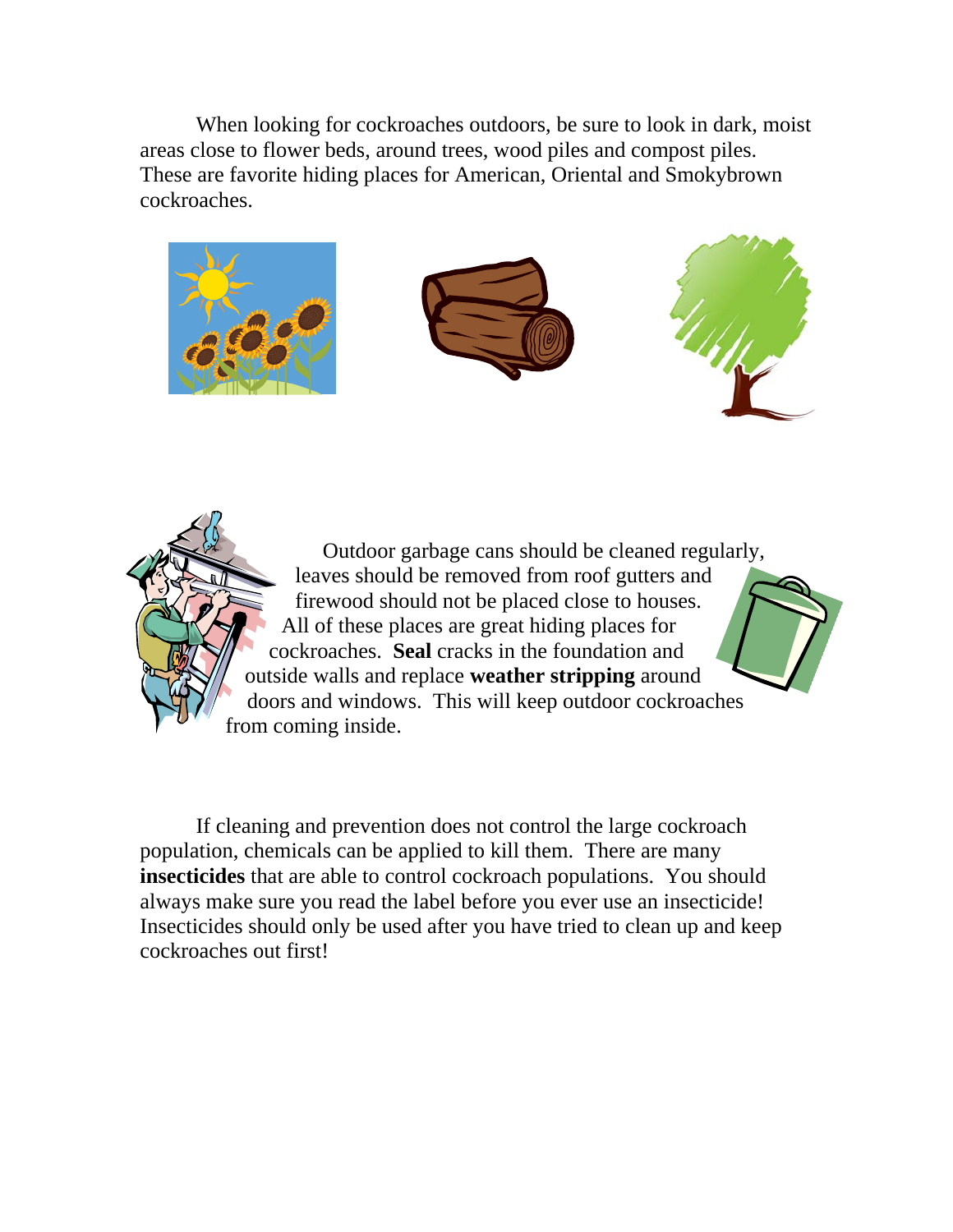When looking for cockroaches outdoors, be sure to look in dark, moist areas close to flower beds, around trees, wood piles and compost piles. These are favorite hiding places for American, Oriental and Smokybrown cockroaches.

Outdoor garbage cans should be cleaned regularly, leaves should be removed from roof gutters and firewood should not be placed close to houses. All of these places are great hiding places for cockroaches. **Seal** cracks in the foundation and outside walls and replace **weather stripping** around doors and windows. This will keep outdoor cockroaches from coming inside.

If cleaning and prevention does not control the large cockroach population, chemicals can be applied to kill them. There are many **insecticides** that are able to control cockroach populations. You should always make sure you read the label before you ever use an insecticide! Insecticides should only be used after you have tried to clean up and keep cockroaches out first!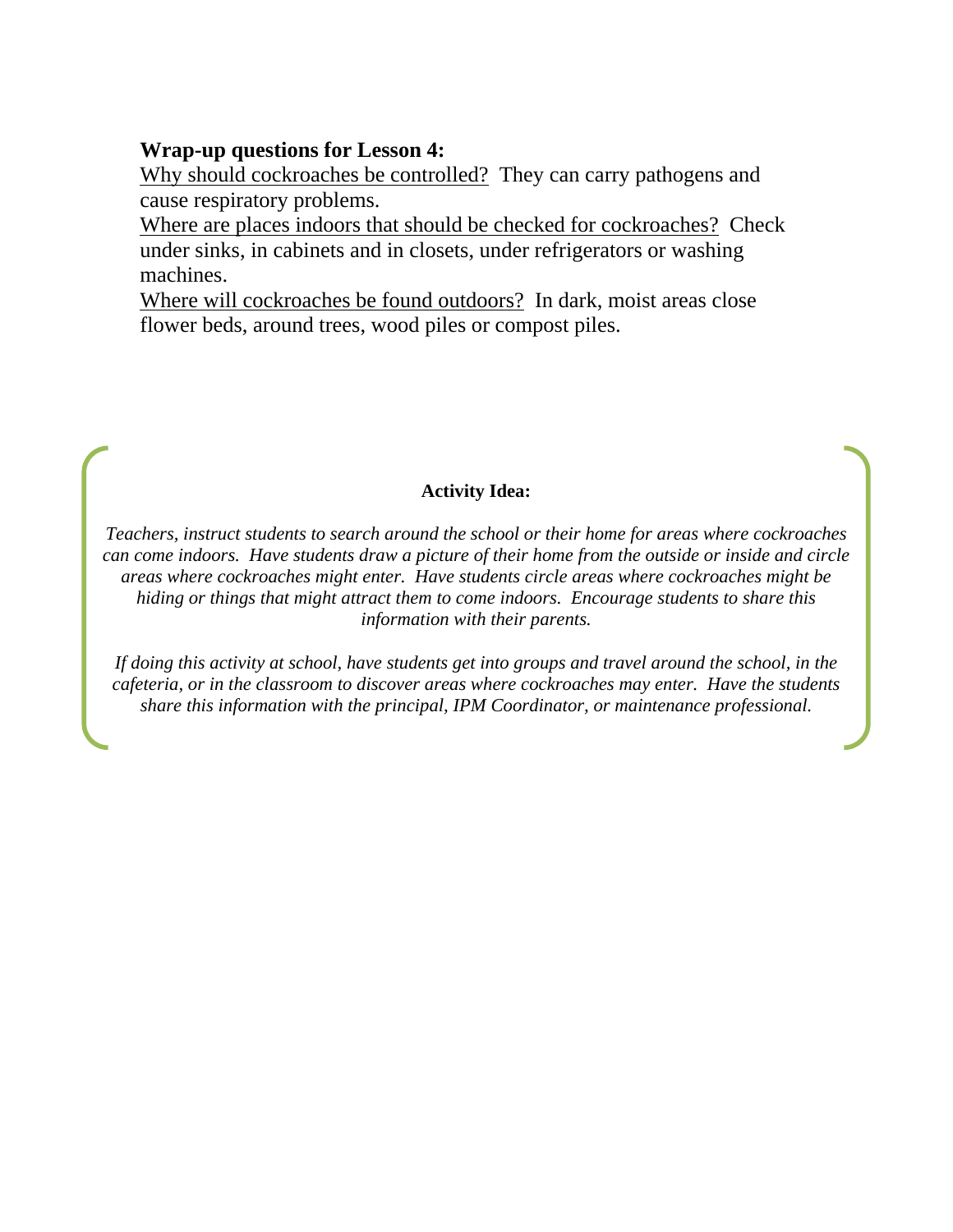**Wrap-up questions for Lesson 4:**

<u>Why should cockroaches be controlled?</u> They can carry pathogens and cause respiratory problems.

<u>Where are places indoors that should be checked for cockroaches?</u> Check under sinks, in cabinets and in closets, under refrigerators or washing machines.

<u>Where will cockroaches be found outdoors?</u> In dark, moist areas close flower beds, around trees, wood piles or compost piles.

**Activity Idea:**

*Teachers, instruct students to search around the school or their home for areas where cockroaches can come indoors. Have students draw a picture of their home from the outside or inside and circle areas where cockroaches might enter. Have students circle areas where cockroaches might be hiding or things that might attract them to come indoors. Encourage students to share this information with their parents.*

*If doing this activity at school, have students get into groups and travel around the school, in the cafeteria, or in the classroom to discover areas where cockroaches may enter. Have the students share this information with the principal, IPM Coordinator, or maintenance professional.*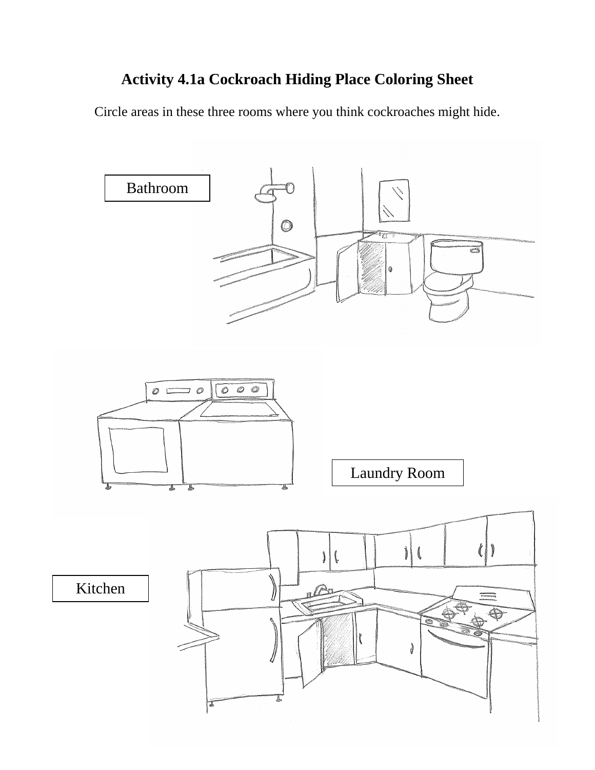# Activity 4.1a Cockroach Hiding Place Coloring Sheet

Circle areas in these three rooms where you think cockroaches might hide.

Bathroom

Laundry Room

Kitchen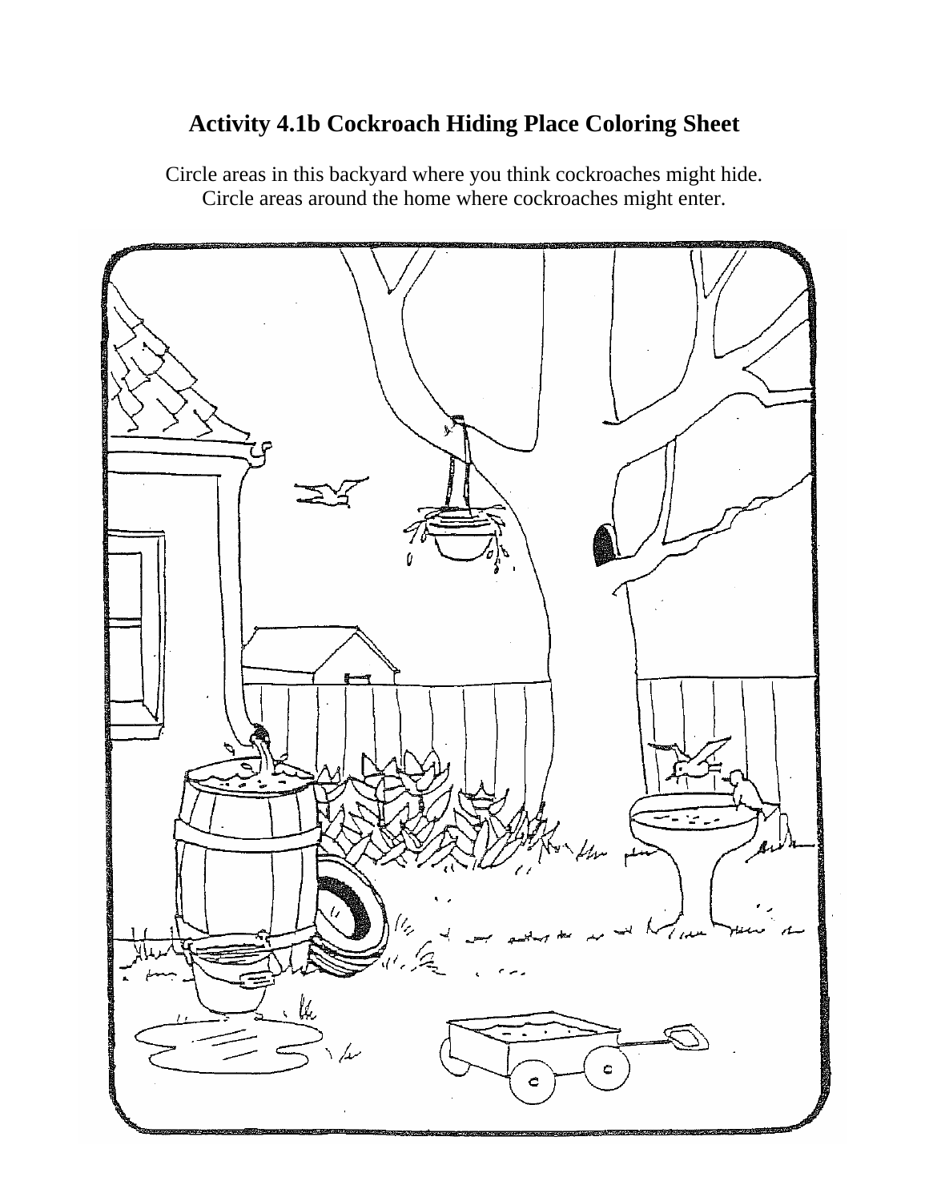# Activity 4.1b Cockroach Hiding Place Coloring Sheet

Circle areas in this backyard where you think cockroaches might hide.
Circle areas around the home where cockroaches might enter.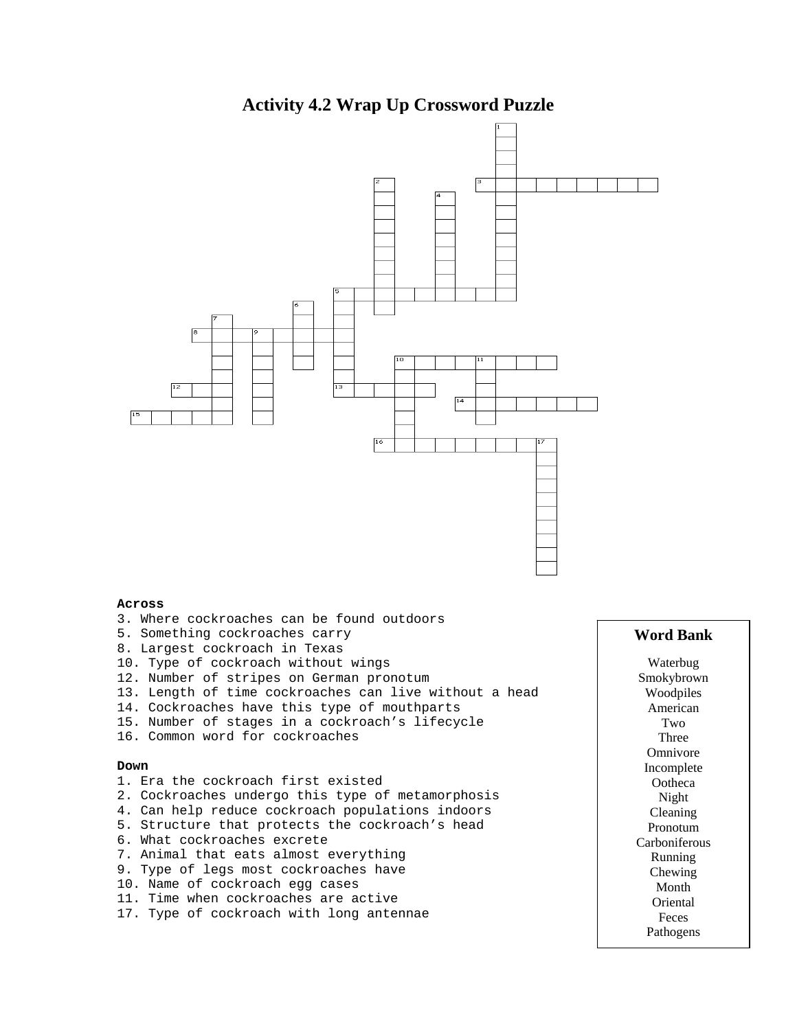# Activity 4.2 Wrap Up Crossword Puzzle

**Across**

3. Where cockroaches can be found outdoors
5. Something cockroaches carry
8. Largest cockroach in Texas
10. Type of cockroach without wings
12. Number of stripes on German pronotum
13. Length of time cockroaches can live without a head
14. Cockroaches have this type of mouthparts
15. Number of stages in a cockroach's lifecycle
16. Common word for cockroaches

**Down**

1. Era the cockroach first existed
2. Cockroaches undergo this type of metamorphosis
4. Can help reduce cockroach populations indoors
5. Structure that protects the cockroach's head
6. What cockroaches excrete
7. Animal that eats almost everything
9. Type of legs most cockroaches have
10. Name of cockroach egg cases
11. Time when cockroaches are active
17. Type of cockroach with long antennae

**Word Bank**

Waterbug
Smokybrown
Woodpiles
American
Two
Three
Omnivore
Incomplete
Ootheca
Night
Cleaning
Pronotum
Carboniferous
Running
Chewing
Month
Oriental
Feces
Pathogens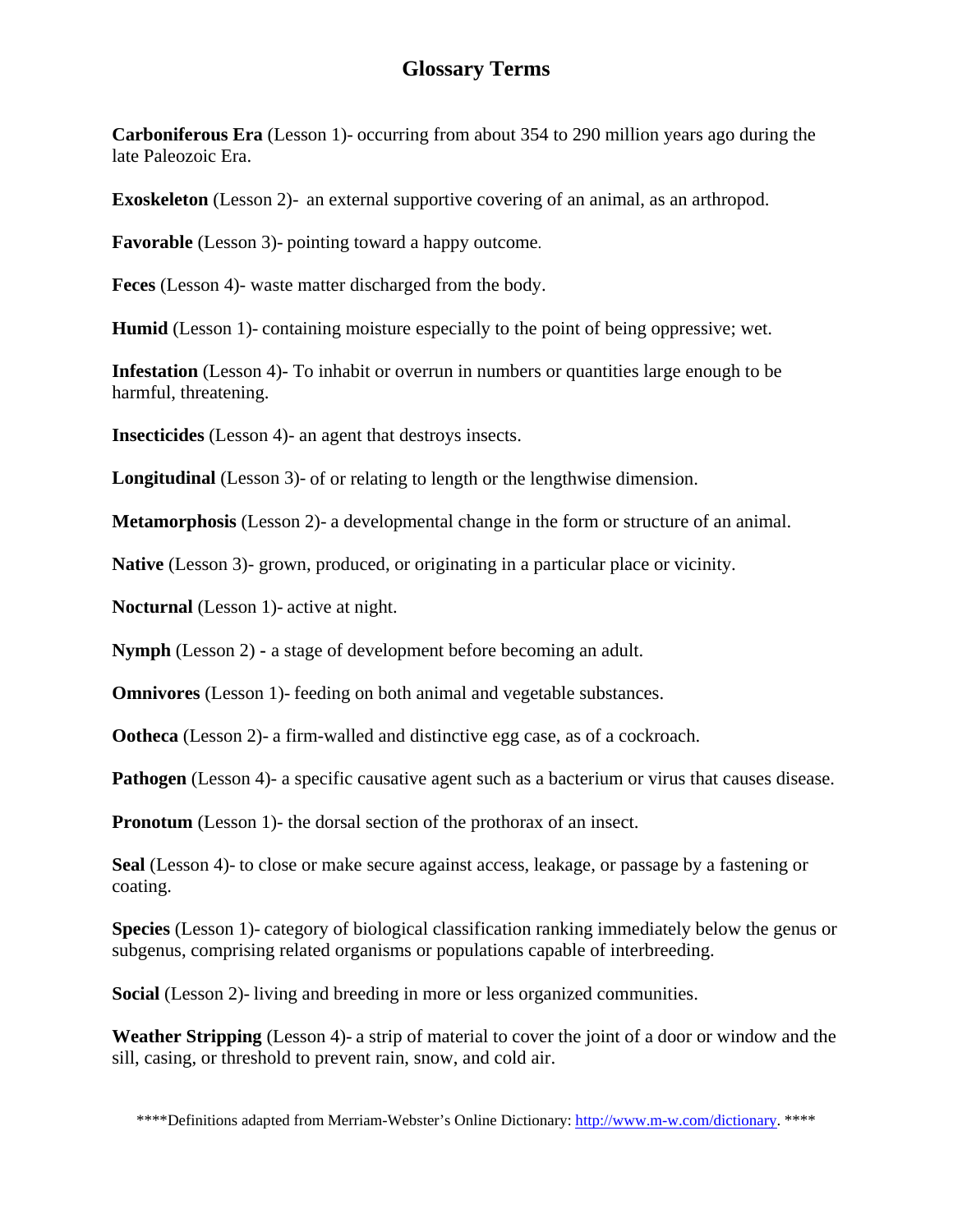# Glossary Terms

**Carboniferous Era** (Lesson 1)- occurring from about 354 to 290 million years ago during the late Paleozoic Era.

**Exoskeleton** (Lesson 2)- an external supportive covering of an animal, as an arthropod.

**Favorable** (Lesson 3)- pointing toward a happy outcome.

**Feces** (Lesson 4)- waste matter discharged from the body.

**Humid** (Lesson 1)- containing moisture especially to the point of being oppressive; wet.

**Infestation** (Lesson 4)- To inhabit or overrun in numbers or quantities large enough to be harmful, threatening.

**Insecticides** (Lesson 4)- an agent that destroys insects.

**Longitudinal** (Lesson 3)- of or relating to length or the lengthwise dimension.

**Metamorphosis** (Lesson 2)- a developmental change in the form or structure of an animal.

**Native** (Lesson 3)- grown, produced, or originating in a particular place or vicinity.

**Nocturnal** (Lesson 1)- active at night.

**Nymph** (Lesson 2) **-** a stage of development before becoming an adult.

**Omnivores** (Lesson 1)- feeding on both animal and vegetable substances.

**Ootheca** (Lesson 2)- a firm-walled and distinctive egg case, as of a cockroach.

**Pathogen** (Lesson 4)- a specific causative agent such as a bacterium or virus that causes disease.

**Pronotum** (Lesson 1)- the dorsal section of the prothorax of an insect.

**Seal** (Lesson 4)- to close or make secure against access, leakage, or passage by a fastening or coating.

**Species** (Lesson 1)- category of biological classification ranking immediately below the genus or subgenus, comprising related organisms or populations capable of interbreeding.

**Social** (Lesson 2)- living and breeding in more or less organized communities.

**Weather Stripping** (Lesson 4)- a strip of material to cover the joint of a door or window and the sill, casing, or threshold to prevent rain, snow, and cold air.

****Definitions adapted from Merriam-Webster's Online Dictionary: http://www.m-w.com/dictionary. ****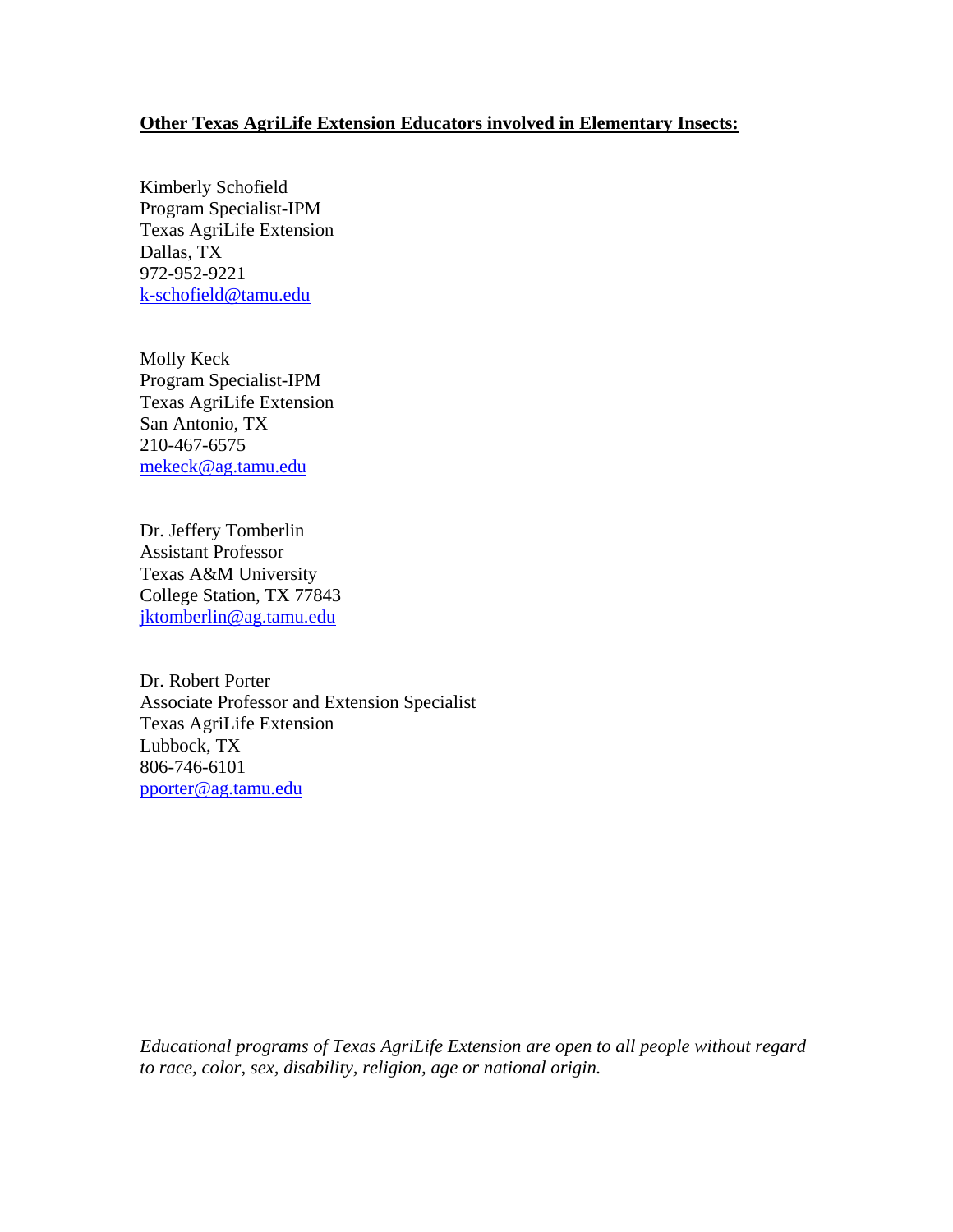**Other Texas AgriLife Extension Educators involved in Elementary Insects:**

Kimberly Schofield  
Program Specialist-IPM  
Texas AgriLife Extension  
Dallas, TX  
972-952-9221  
k-schofield@tamu.edu

Molly Keck  
Program Specialist-IPM  
Texas AgriLife Extension  
San Antonio, TX  
210-467-6575  
mekeck@ag.tamu.edu

Dr. Jeffery Tomberlin  
Assistant Professor  
Texas A&M University  
College Station, TX 77843  
jktomberlin@ag.tamu.edu

Dr. Robert Porter  
Associate Professor and Extension Specialist  
Texas AgriLife Extension  
Lubbock, TX  
806-746-6101  
pporter@ag.tamu.edu

*Educational programs of Texas AgriLife Extension are open to all people without regard to race, color, sex, disability, religion, age or national origin.*